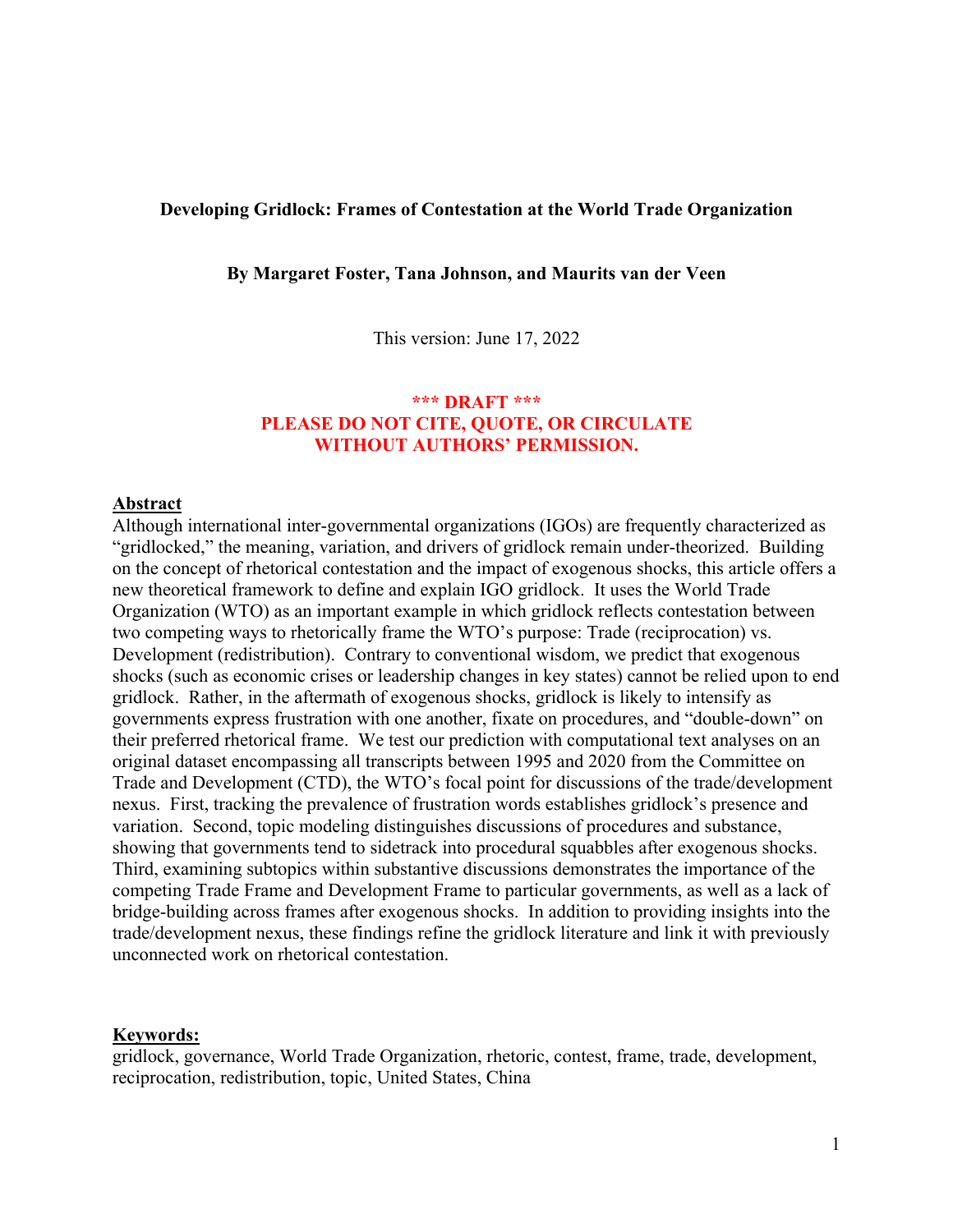# Developing Gridlock: Frames of Contestation at the World Trade Organization

**By Margaret Foster, Tana Johnson, and Maurits van der Veen**

This version: June 17, 2022

**\*\*\* DRAFT \*\*\***
**PLEASE DO NOT CITE, QUOTE, OR CIRCULATE WITHOUT AUTHORS' PERMISSION.**

## Abstract

Although international inter-governmental organizations (IGOs) are frequently characterized as "gridlocked," the meaning, variation, and drivers of gridlock remain under-theorized. Building on the concept of rhetorical contestation and the impact of exogenous shocks, this article offers a new theoretical framework to define and explain IGO gridlock. It uses the World Trade Organization (WTO) as an important example in which gridlock reflects contestation between two competing ways to rhetorically frame the WTO's purpose: Trade (reciprocation) vs. Development (redistribution). Contrary to conventional wisdom, we predict that exogenous shocks (such as economic crises or leadership changes in key states) cannot be relied upon to end gridlock. Rather, in the aftermath of exogenous shocks, gridlock is likely to intensify as governments express frustration with one another, fixate on procedures, and "double-down" on their preferred rhetorical frame. We test our prediction with computational text analyses on an original dataset encompassing all transcripts between 1995 and 2020 from the Committee on Trade and Development (CTD), the WTO's focal point for discussions of the trade/development nexus. First, tracking the prevalence of frustration words establishes gridlock's presence and variation. Second, topic modeling distinguishes discussions of procedures and substance, showing that governments tend to sidetrack into procedural squabbles after exogenous shocks. Third, examining subtopics within substantive discussions demonstrates the importance of the competing Trade Frame and Development Frame to particular governments, as well as a lack of bridge-building across frames after exogenous shocks. In addition to providing insights into the trade/development nexus, these findings refine the gridlock literature and link it with previously unconnected work on rhetorical contestation.

## Keywords:

gridlock, governance, World Trade Organization, rhetoric, contest, frame, trade, development, reciprocation, redistribution, topic, United States, China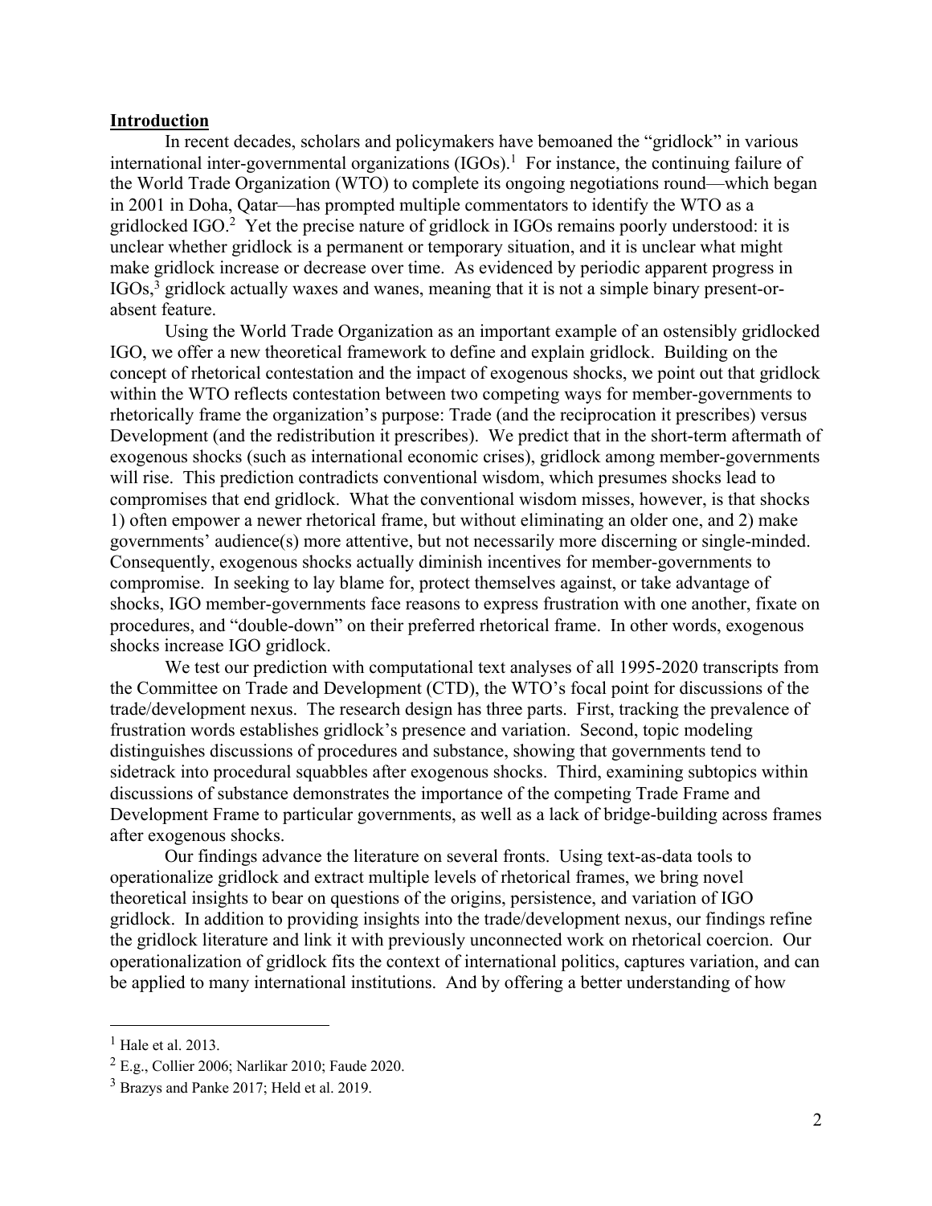## Introduction

In recent decades, scholars and policymakers have bemoaned the "gridlock" in various international inter-governmental organizations (IGOs).[1] For instance, the continuing failure of the World Trade Organization (WTO) to complete its ongoing negotiations round—which began in 2001 in Doha, Qatar—has prompted multiple commentators to identify the WTO as a gridlocked IGO.[2] Yet the precise nature of gridlock in IGOs remains poorly understood: it is unclear whether gridlock is a permanent or temporary situation, and it is unclear what might make gridlock increase or decrease over time. As evidenced by periodic apparent progress in IGOs,[3] gridlock actually waxes and wanes, meaning that it is not a simple binary present-or-absent feature.

Using the World Trade Organization as an important example of an ostensibly gridlocked IGO, we offer a new theoretical framework to define and explain gridlock. Building on the concept of rhetorical contestation and the impact of exogenous shocks, we point out that gridlock within the WTO reflects contestation between two competing ways for member-governments to rhetorically frame the organization's purpose: Trade (and the reciprocation it prescribes) versus Development (and the redistribution it prescribes). We predict that in the short-term aftermath of exogenous shocks (such as international economic crises), gridlock among member-governments will rise. This prediction contradicts conventional wisdom, which presumes shocks lead to compromises that end gridlock. What the conventional wisdom misses, however, is that shocks 1) often empower a newer rhetorical frame, but without eliminating an older one, and 2) make governments' audience(s) more attentive, but not necessarily more discerning or single-minded. Consequently, exogenous shocks actually diminish incentives for member-governments to compromise. In seeking to lay blame for, protect themselves against, or take advantage of shocks, IGO member-governments face reasons to express frustration with one another, fixate on procedures, and "double-down" on their preferred rhetorical frame. In other words, exogenous shocks increase IGO gridlock.

We test our prediction with computational text analyses of all 1995-2020 transcripts from the Committee on Trade and Development (CTD), the WTO's focal point for discussions of the trade/development nexus. The research design has three parts. First, tracking the prevalence of frustration words establishes gridlock's presence and variation. Second, topic modeling distinguishes discussions of procedures and substance, showing that governments tend to sidetrack into procedural squabbles after exogenous shocks. Third, examining subtopics within discussions of substance demonstrates the importance of the competing Trade Frame and Development Frame to particular governments, as well as a lack of bridge-building across frames after exogenous shocks.

Our findings advance the literature on several fronts. Using text-as-data tools to operationalize gridlock and extract multiple levels of rhetorical frames, we bring novel theoretical insights to bear on questions of the origins, persistence, and variation of IGO gridlock. In addition to providing insights into the trade/development nexus, our findings refine the gridlock literature and link it with previously unconnected work on rhetorical coercion. Our operationalization of gridlock fits the context of international politics, captures variation, and can be applied to many international institutions. And by offering a better understanding of how

---

[1] Hale et al. 2013.

[2] E.g., Collier 2006; Narlikar 2010; Faude 2020.

[3] Brazys and Panke 2017; Held et al. 2019.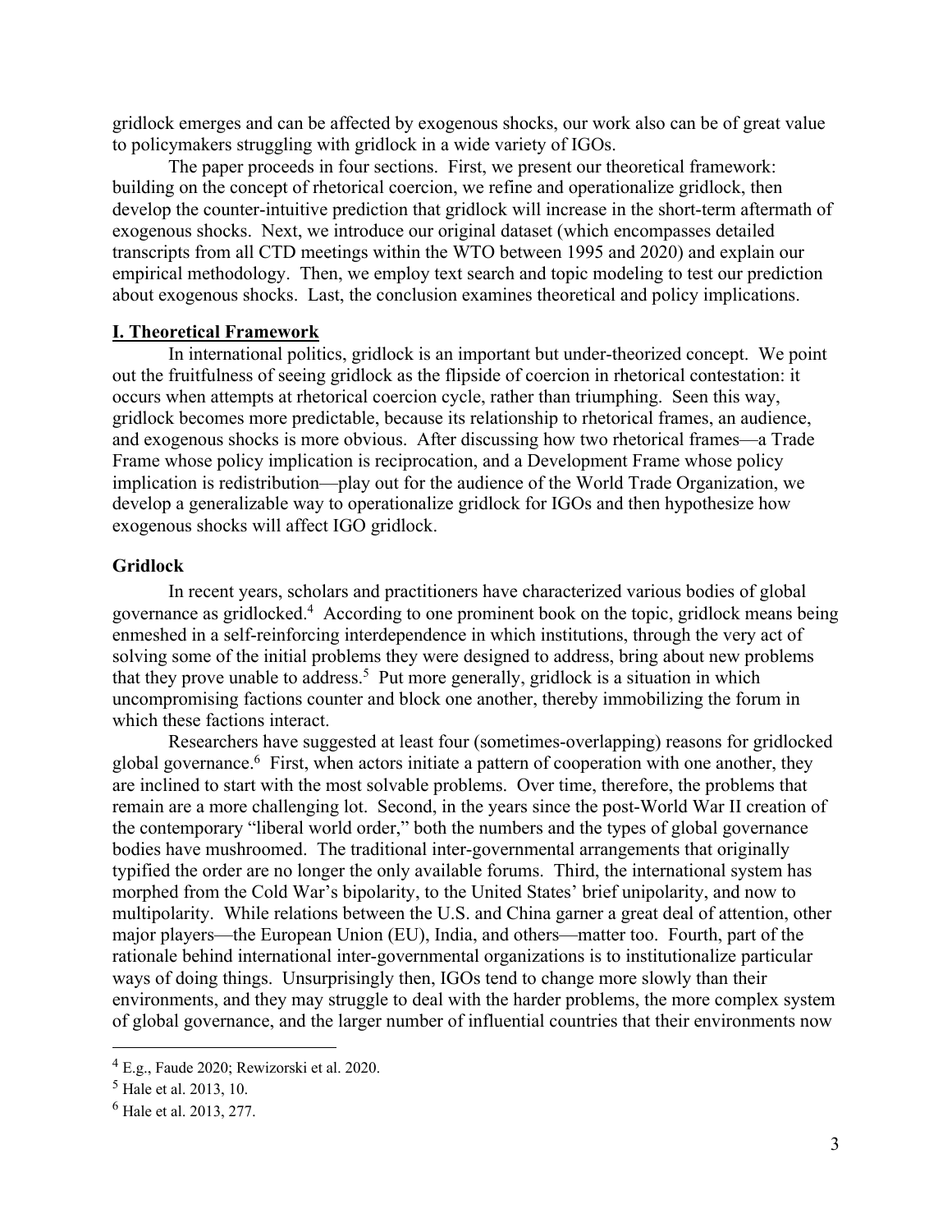gridlock emerges and can be affected by exogenous shocks, our work also can be of great value to policymakers struggling with gridlock in a wide variety of IGOs.

The paper proceeds in four sections. First, we present our theoretical framework: building on the concept of rhetorical coercion, we refine and operationalize gridlock, then develop the counter-intuitive prediction that gridlock will increase in the short-term aftermath of exogenous shocks. Next, we introduce our original dataset (which encompasses detailed transcripts from all CTD meetings within the WTO between 1995 and 2020) and explain our empirical methodology. Then, we employ text search and topic modeling to test our prediction about exogenous shocks. Last, the conclusion examines theoretical and policy implications.

## I. Theoretical Framework

In international politics, gridlock is an important but under-theorized concept. We point out the fruitfulness of seeing gridlock as the flipside of coercion in rhetorical contestation: it occurs when attempts at rhetorical coercion cycle, rather than triumphing. Seen this way, gridlock becomes more predictable, because its relationship to rhetorical frames, an audience, and exogenous shocks is more obvious. After discussing how two rhetorical frames—a Trade Frame whose policy implication is reciprocation, and a Development Frame whose policy implication is redistribution—play out for the audience of the World Trade Organization, we develop a generalizable way to operationalize gridlock for IGOs and then hypothesize how exogenous shocks will affect IGO gridlock.

### Gridlock

In recent years, scholars and practitioners have characterized various bodies of global governance as gridlocked.[4] According to one prominent book on the topic, gridlock means being enmeshed in a self-reinforcing interdependence in which institutions, through the very act of solving some of the initial problems they were designed to address, bring about new problems that they prove unable to address.[5] Put more generally, gridlock is a situation in which uncompromising factions counter and block one another, thereby immobilizing the forum in which these factions interact.

Researchers have suggested at least four (sometimes-overlapping) reasons for gridlocked global governance.[6] First, when actors initiate a pattern of cooperation with one another, they are inclined to start with the most solvable problems. Over time, therefore, the problems that remain are a more challenging lot. Second, in the years since the post-World War II creation of the contemporary "liberal world order," both the numbers and the types of global governance bodies have mushroomed. The traditional inter-governmental arrangements that originally typified the order are no longer the only available forums. Third, the international system has morphed from the Cold War's bipolarity, to the United States' brief unipolarity, and now to multipolarity. While relations between the U.S. and China garner a great deal of attention, other major players—the European Union (EU), India, and others—matter too. Fourth, part of the rationale behind international inter-governmental organizations is to institutionalize particular ways of doing things. Unsurprisingly then, IGOs tend to change more slowly than their environments, and they may struggle to deal with the harder problems, the more complex system of global governance, and the larger number of influential countries that their environments now

---

[4] E.g., Faude 2020; Rewizorski et al. 2020.

[5] Hale et al. 2013, 10.

[6] Hale et al. 2013, 277.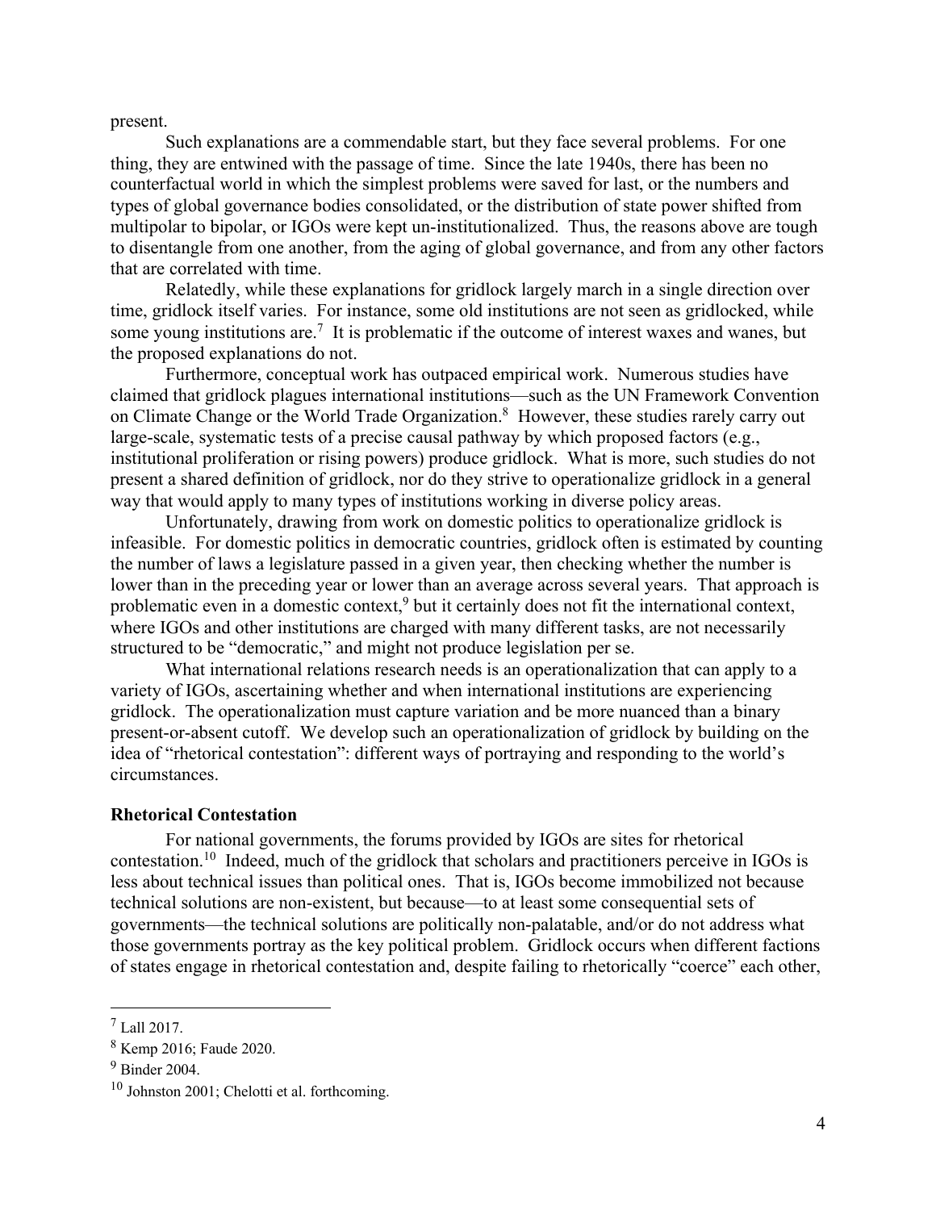present.

Such explanations are a commendable start, but they face several problems. For one thing, they are entwined with the passage of time. Since the late 1940s, there has been no counterfactual world in which the simplest problems were saved for last, or the numbers and types of global governance bodies consolidated, or the distribution of state power shifted from multipolar to bipolar, or IGOs were kept un-institutionalized. Thus, the reasons above are tough to disentangle from one another, from the aging of global governance, and from any other factors that are correlated with time.

Relatedly, while these explanations for gridlock largely march in a single direction over time, gridlock itself varies. For instance, some old institutions are not seen as gridlocked, while some young institutions are.[7] It is problematic if the outcome of interest waxes and wanes, but the proposed explanations do not.

Furthermore, conceptual work has outpaced empirical work. Numerous studies have claimed that gridlock plagues international institutions—such as the UN Framework Convention on Climate Change or the World Trade Organization.[8] However, these studies rarely carry out large-scale, systematic tests of a precise causal pathway by which proposed factors (e.g., institutional proliferation or rising powers) produce gridlock. What is more, such studies do not present a shared definition of gridlock, nor do they strive to operationalize gridlock in a general way that would apply to many types of institutions working in diverse policy areas.

Unfortunately, drawing from work on domestic politics to operationalize gridlock is infeasible. For domestic politics in democratic countries, gridlock often is estimated by counting the number of laws a legislature passed in a given year, then checking whether the number is lower than in the preceding year or lower than an average across several years. That approach is problematic even in a domestic context,[9] but it certainly does not fit the international context, where IGOs and other institutions are charged with many different tasks, are not necessarily structured to be "democratic," and might not produce legislation per se.

What international relations research needs is an operationalization that can apply to a variety of IGOs, ascertaining whether and when international institutions are experiencing gridlock. The operationalization must capture variation and be more nuanced than a binary present-or-absent cutoff. We develop such an operationalization of gridlock by building on the idea of "rhetorical contestation": different ways of portraying and responding to the world's circumstances.

### Rhetorical Contestation

For national governments, the forums provided by IGOs are sites for rhetorical contestation.[10] Indeed, much of the gridlock that scholars and practitioners perceive in IGOs is less about technical issues than political ones. That is, IGOs become immobilized not because technical solutions are non-existent, but because—to at least some consequential sets of governments—the technical solutions are politically non-palatable, and/or do not address what those governments portray as the key political problem. Gridlock occurs when different factions of states engage in rhetorical contestation and, despite failing to rhetorically "coerce" each other,

---

[7] Lall 2017.

[8] Kemp 2016; Faude 2020.

[9] Binder 2004.

[10] Johnston 2001; Chelotti et al. forthcoming.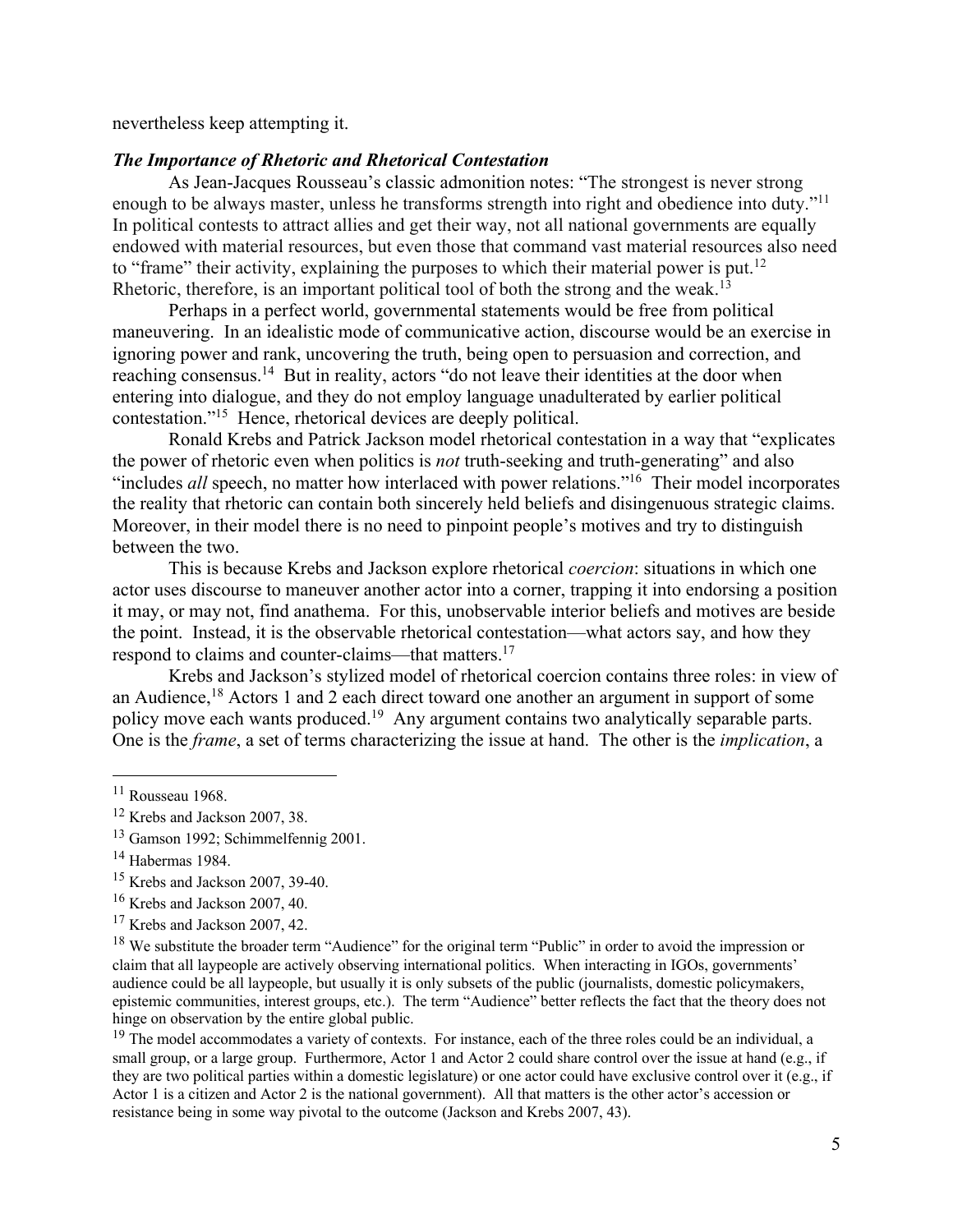nevertheless keep attempting it.

### *The Importance of Rhetoric and Rhetorical Contestation*

As Jean-Jacques Rousseau's classic admonition notes: "The strongest is never strong enough to be always master, unless he transforms strength into right and obedience into duty."[11] In political contests to attract allies and get their way, not all national governments are equally endowed with material resources, but even those that command vast material resources also need to "frame" their activity, explaining the purposes to which their material power is put.[12] Rhetoric, therefore, is an important political tool of both the strong and the weak.[13]

Perhaps in a perfect world, governmental statements would be free from political maneuvering. In an idealistic mode of communicative action, discourse would be an exercise in ignoring power and rank, uncovering the truth, being open to persuasion and correction, and reaching consensus.[14] But in reality, actors "do not leave their identities at the door when entering into dialogue, and they do not employ language unadulterated by earlier political contestation."[15] Hence, rhetorical devices are deeply political.

Ronald Krebs and Patrick Jackson model rhetorical contestation in a way that "explicates the power of rhetoric even when politics is *not* truth-seeking and truth-generating" and also "includes *all* speech, no matter how interlaced with power relations."[16] Their model incorporates the reality that rhetoric can contain both sincerely held beliefs and disingenuous strategic claims. Moreover, in their model there is no need to pinpoint people's motives and try to distinguish between the two.

This is because Krebs and Jackson explore rhetorical *coercion*: situations in which one actor uses discourse to maneuver another actor into a corner, trapping it into endorsing a position it may, or may not, find anathema. For this, unobservable interior beliefs and motives are beside the point. Instead, it is the observable rhetorical contestation—what actors say, and how they respond to claims and counter-claims—that matters.[17]

Krebs and Jackson's stylized model of rhetorical coercion contains three roles: in view of an Audience,[18] Actors 1 and 2 each direct toward one another an argument in support of some policy move each wants produced.[19] Any argument contains two analytically separable parts. One is the *frame*, a set of terms characterizing the issue at hand. The other is the *implication*, a

---

[11] Rousseau 1968.

[12] Krebs and Jackson 2007, 38.

[13] Gamson 1992; Schimmelfennig 2001.

[14] Habermas 1984.

[15] Krebs and Jackson 2007, 39-40.

[16] Krebs and Jackson 2007, 40.

[17] Krebs and Jackson 2007, 42.

[18] We substitute the broader term "Audience" for the original term "Public" in order to avoid the impression or claim that all laypeople are actively observing international politics. When interacting in IGOs, governments' audience could be all laypeople, but usually it is only subsets of the public (journalists, domestic policymakers, epistemic communities, interest groups, etc.). The term "Audience" better reflects the fact that the theory does not hinge on observation by the entire global public.

[19] The model accommodates a variety of contexts. For instance, each of the three roles could be an individual, a small group, or a large group. Furthermore, Actor 1 and Actor 2 could share control over the issue at hand (e.g., if they are two political parties within a domestic legislature) or one actor could have exclusive control over it (e.g., if Actor 1 is a citizen and Actor 2 is the national government). All that matters is the other actor's accession or resistance being in some way pivotal to the outcome (Jackson and Krebs 2007, 43).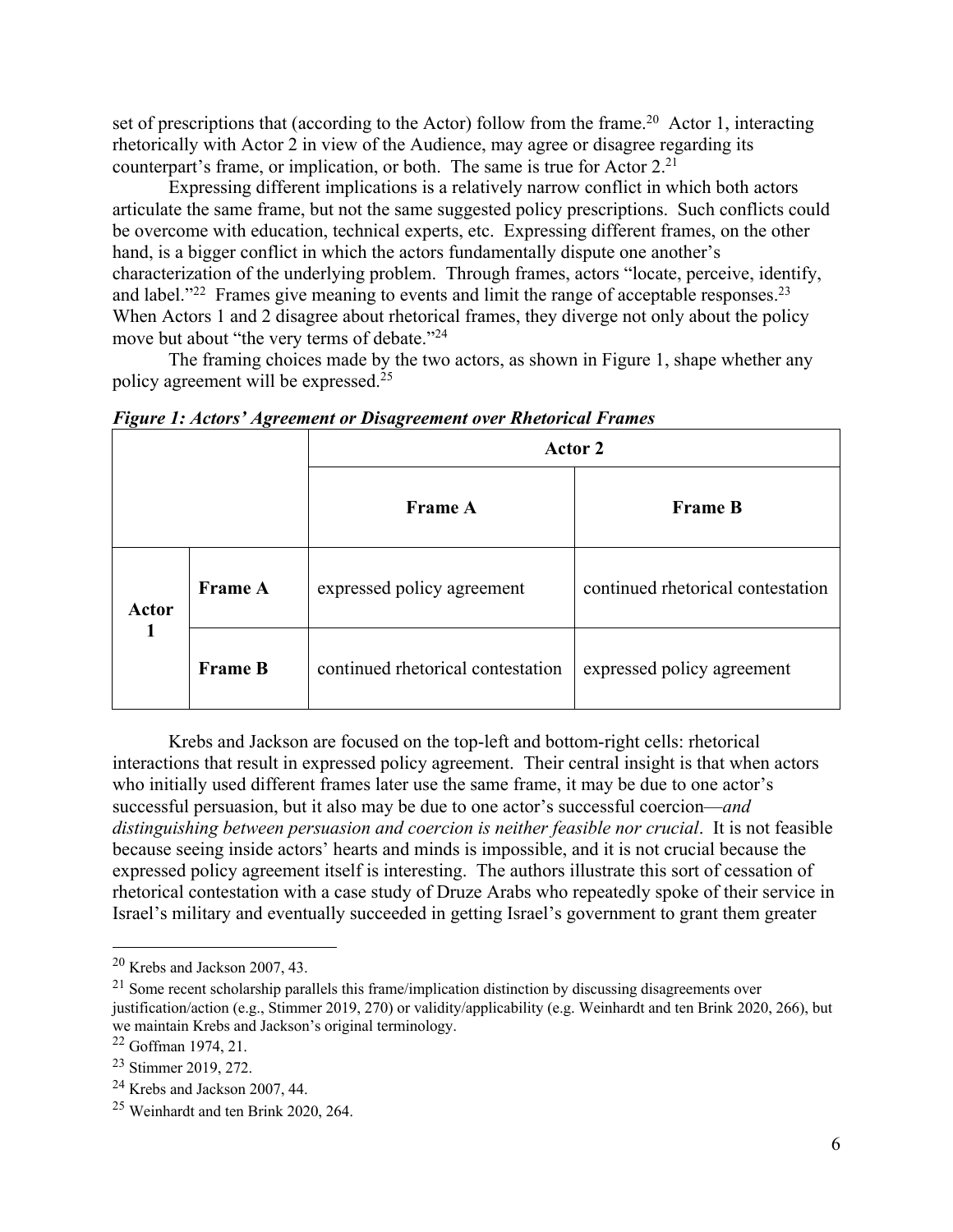set of prescriptions that (according to the Actor) follow from the frame.[20] Actor 1, interacting rhetorically with Actor 2 in view of the Audience, may agree or disagree regarding its counterpart's frame, or implication, or both. The same is true for Actor 2.[21]

Expressing different implications is a relatively narrow conflict in which both actors articulate the same frame, but not the same suggested policy prescriptions. Such conflicts could be overcome with education, technical experts, etc. Expressing different frames, on the other hand, is a bigger conflict in which the actors fundamentally dispute one another's characterization of the underlying problem. Through frames, actors "locate, perceive, identify, and label."[22] Frames give meaning to events and limit the range of acceptable responses.[23] When Actors 1 and 2 disagree about rhetorical frames, they diverge not only about the policy move but about "the very terms of debate."[24]

The framing choices made by the two actors, as shown in Figure 1, shape whether any policy agreement will be expressed.[25]

***Figure 1: Actors' Agreement or Disagreement over Rhetorical Frames***

| | | **Actor 2** | |
|---|---|---|---|
| | | **Frame A** | **Frame B** |
| **Actor 1** | **Frame A** | expressed policy agreement | continued rhetorical contestation |
| | **Frame B** | continued rhetorical contestation | expressed policy agreement |

Krebs and Jackson are focused on the top-left and bottom-right cells: rhetorical interactions that result in expressed policy agreement. Their central insight is that when actors who initially used different frames later use the same frame, it may be due to one actor's successful persuasion, but it also may be due to one actor's successful coercion—*and distinguishing between persuasion and coercion is neither feasible nor crucial*. It is not feasible because seeing inside actors' hearts and minds is impossible, and it is not crucial because the expressed policy agreement itself is interesting. The authors illustrate this sort of cessation of rhetorical contestation with a case study of Druze Arabs who repeatedly spoke of their service in Israel's military and eventually succeeded in getting Israel's government to grant them greater

---

[20] Krebs and Jackson 2007, 43.

[21] Some recent scholarship parallels this frame/implication distinction by discussing disagreements over justification/action (e.g., Stimmer 2019, 270) or validity/applicability (e.g. Weinhardt and ten Brink 2020, 266), but we maintain Krebs and Jackson's original terminology.

[22] Goffman 1974, 21.

[23] Stimmer 2019, 272.

[24] Krebs and Jackson 2007, 44.

[25] Weinhardt and ten Brink 2020, 264.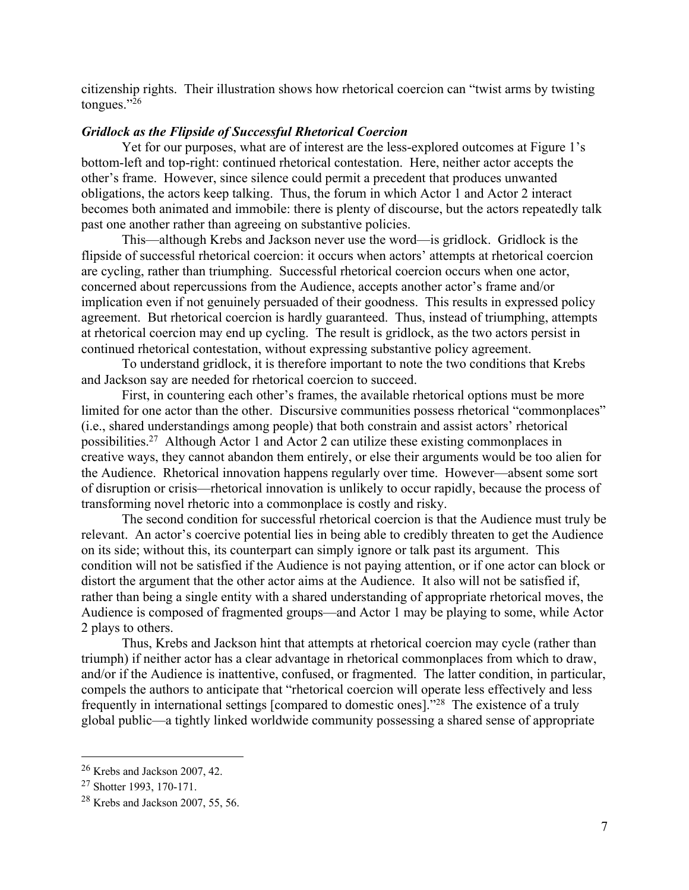citizenship rights. Their illustration shows how rhetorical coercion can "twist arms by twisting tongues."[26]

***Gridlock as the Flipside of Successful Rhetorical Coercion***

Yet for our purposes, what are of interest are the less-explored outcomes at Figure 1's bottom-left and top-right: continued rhetorical contestation. Here, neither actor accepts the other's frame. However, since silence could permit a precedent that produces unwanted obligations, the actors keep talking. Thus, the forum in which Actor 1 and Actor 2 interact becomes both animated and immobile: there is plenty of discourse, but the actors repeatedly talk past one another rather than agreeing on substantive policies.

This—although Krebs and Jackson never use the word—is gridlock. Gridlock is the flipside of successful rhetorical coercion: it occurs when actors' attempts at rhetorical coercion are cycling, rather than triumphing. Successful rhetorical coercion occurs when one actor, concerned about repercussions from the Audience, accepts another actor's frame and/or implication even if not genuinely persuaded of their goodness. This results in expressed policy agreement. But rhetorical coercion is hardly guaranteed. Thus, instead of triumphing, attempts at rhetorical coercion may end up cycling. The result is gridlock, as the two actors persist in continued rhetorical contestation, without expressing substantive policy agreement.

To understand gridlock, it is therefore important to note the two conditions that Krebs and Jackson say are needed for rhetorical coercion to succeed.

First, in countering each other's frames, the available rhetorical options must be more limited for one actor than the other. Discursive communities possess rhetorical "commonplaces" (i.e., shared understandings among people) that both constrain and assist actors' rhetorical possibilities.[27] Although Actor 1 and Actor 2 can utilize these existing commonplaces in creative ways, they cannot abandon them entirely, or else their arguments would be too alien for the Audience. Rhetorical innovation happens regularly over time. However—absent some sort of disruption or crisis—rhetorical innovation is unlikely to occur rapidly, because the process of transforming novel rhetoric into a commonplace is costly and risky.

The second condition for successful rhetorical coercion is that the Audience must truly be relevant. An actor's coercive potential lies in being able to credibly threaten to get the Audience on its side; without this, its counterpart can simply ignore or talk past its argument. This condition will not be satisfied if the Audience is not paying attention, or if one actor can block or distort the argument that the other actor aims at the Audience. It also will not be satisfied if, rather than being a single entity with a shared understanding of appropriate rhetorical moves, the Audience is composed of fragmented groups—and Actor 1 may be playing to some, while Actor 2 plays to others.

Thus, Krebs and Jackson hint that attempts at rhetorical coercion may cycle (rather than triumph) if neither actor has a clear advantage in rhetorical commonplaces from which to draw, and/or if the Audience is inattentive, confused, or fragmented. The latter condition, in particular, compels the authors to anticipate that "rhetorical coercion will operate less effectively and less frequently in international settings [compared to domestic ones]."[28] The existence of a truly global public—a tightly linked worldwide community possessing a shared sense of appropriate

---

[26] Krebs and Jackson 2007, 42.

[27] Shotter 1993, 170-171.

[28] Krebs and Jackson 2007, 55, 56.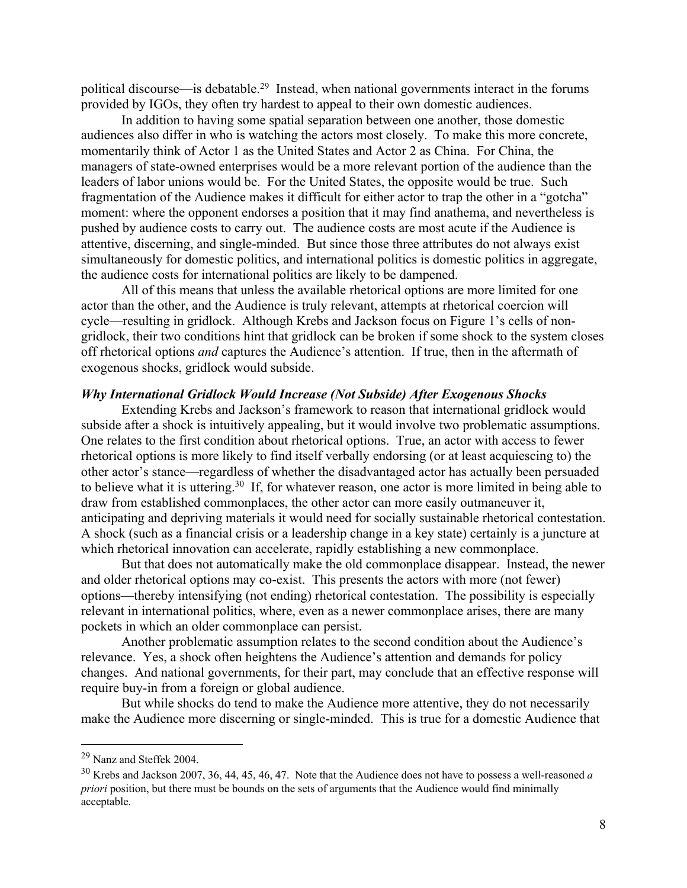political discourse—is debatable.[29] Instead, when national governments interact in the forums provided by IGOs, they often try hardest to appeal to their own domestic audiences.

In addition to having some spatial separation between one another, those domestic audiences also differ in who is watching the actors most closely. To make this more concrete, momentarily think of Actor 1 as the United States and Actor 2 as China. For China, the managers of state-owned enterprises would be a more relevant portion of the audience than the leaders of labor unions would be. For the United States, the opposite would be true. Such fragmentation of the Audience makes it difficult for either actor to trap the other in a "gotcha" moment: where the opponent endorses a position that it may find anathema, and nevertheless is pushed by audience costs to carry out. The audience costs are most acute if the Audience is attentive, discerning, and single-minded. But since those three attributes do not always exist simultaneously for domestic politics, and international politics is domestic politics in aggregate, the audience costs for international politics are likely to be dampened.

All of this means that unless the available rhetorical options are more limited for one actor than the other, and the Audience is truly relevant, attempts at rhetorical coercion will cycle—resulting in gridlock. Although Krebs and Jackson focus on Figure 1's cells of non-gridlock, their two conditions hint that gridlock can be broken if some shock to the system closes off rhetorical options *and* captures the Audience's attention. If true, then in the aftermath of exogenous shocks, gridlock would subside.

### *Why International Gridlock Would Increase (Not Subside) After Exogenous Shocks*

Extending Krebs and Jackson's framework to reason that international gridlock would subside after a shock is intuitively appealing, but it would involve two problematic assumptions. One relates to the first condition about rhetorical options. True, an actor with access to fewer rhetorical options is more likely to find itself verbally endorsing (or at least acquiescing to) the other actor's stance—regardless of whether the disadvantaged actor has actually been persuaded to believe what it is uttering.[30] If, for whatever reason, one actor is more limited in being able to draw from established commonplaces, the other actor can more easily outmaneuver it, anticipating and depriving materials it would need for socially sustainable rhetorical contestation. A shock (such as a financial crisis or a leadership change in a key state) certainly is a juncture at which rhetorical innovation can accelerate, rapidly establishing a new commonplace.

But that does not automatically make the old commonplace disappear. Instead, the newer and older rhetorical options may co-exist. This presents the actors with more (not fewer) options—thereby intensifying (not ending) rhetorical contestation. The possibility is especially relevant in international politics, where, even as a newer commonplace arises, there are many pockets in which an older commonplace can persist.

Another problematic assumption relates to the second condition about the Audience's relevance. Yes, a shock often heightens the Audience's attention and demands for policy changes. And national governments, for their part, may conclude that an effective response will require buy-in from a foreign or global audience.

But while shocks do tend to make the Audience more attentive, they do not necessarily make the Audience more discerning or single-minded. This is true for a domestic Audience that

---

[29] Nanz and Steffek 2004.

[30] Krebs and Jackson 2007, 36, 44, 45, 46, 47. Note that the Audience does not have to possess a well-reasoned *a priori* position, but there must be bounds on the sets of arguments that the Audience would find minimally acceptable.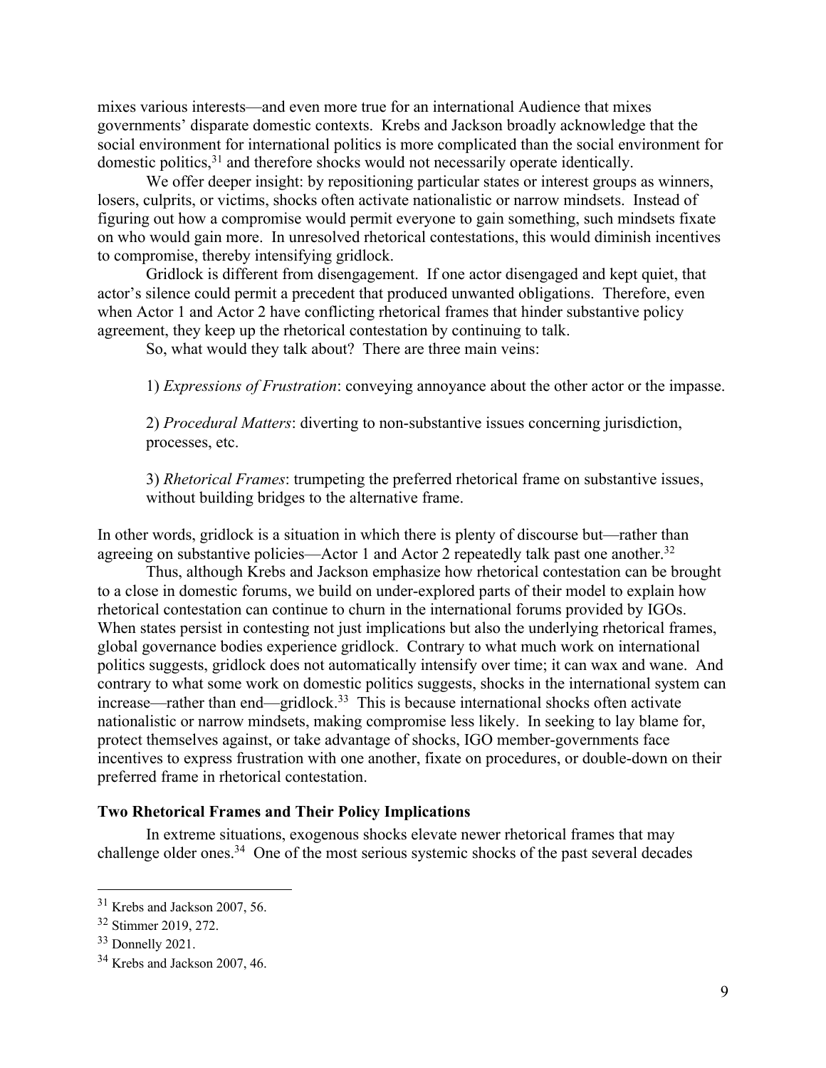mixes various interests—and even more true for an international Audience that mixes governments' disparate domestic contexts. Krebs and Jackson broadly acknowledge that the social environment for international politics is more complicated than the social environment for domestic politics,[31] and therefore shocks would not necessarily operate identically.

We offer deeper insight: by repositioning particular states or interest groups as winners, losers, culprits, or victims, shocks often activate nationalistic or narrow mindsets. Instead of figuring out how a compromise would permit everyone to gain something, such mindsets fixate on who would gain more. In unresolved rhetorical contestations, this would diminish incentives to compromise, thereby intensifying gridlock.

Gridlock is different from disengagement. If one actor disengaged and kept quiet, that actor's silence could permit a precedent that produced unwanted obligations. Therefore, even when Actor 1 and Actor 2 have conflicting rhetorical frames that hinder substantive policy agreement, they keep up the rhetorical contestation by continuing to talk.

So, what would they talk about? There are three main veins:

1) *Expressions of Frustration*: conveying annoyance about the other actor or the impasse.

2) *Procedural Matters*: diverting to non-substantive issues concerning jurisdiction, processes, etc.

3) *Rhetorical Frames*: trumpeting the preferred rhetorical frame on substantive issues, without building bridges to the alternative frame.

In other words, gridlock is a situation in which there is plenty of discourse but—rather than agreeing on substantive policies—Actor 1 and Actor 2 repeatedly talk past one another.[32]

Thus, although Krebs and Jackson emphasize how rhetorical contestation can be brought to a close in domestic forums, we build on under-explored parts of their model to explain how rhetorical contestation can continue to churn in the international forums provided by IGOs. When states persist in contesting not just implications but also the underlying rhetorical frames, global governance bodies experience gridlock. Contrary to what much work on international politics suggests, gridlock does not automatically intensify over time; it can wax and wane. And contrary to what some work on domestic politics suggests, shocks in the international system can increase—rather than end—gridlock.[33] This is because international shocks often activate nationalistic or narrow mindsets, making compromise less likely. In seeking to lay blame for, protect themselves against, or take advantage of shocks, IGO member-governments face incentives to express frustration with one another, fixate on procedures, or double-down on their preferred frame in rhetorical contestation.

### Two Rhetorical Frames and Their Policy Implications

In extreme situations, exogenous shocks elevate newer rhetorical frames that may challenge older ones.[34] One of the most serious systemic shocks of the past several decades

---

[31] Krebs and Jackson 2007, 56.

[32] Stimmer 2019, 272.

[33] Donnelly 2021.

[34] Krebs and Jackson 2007, 46.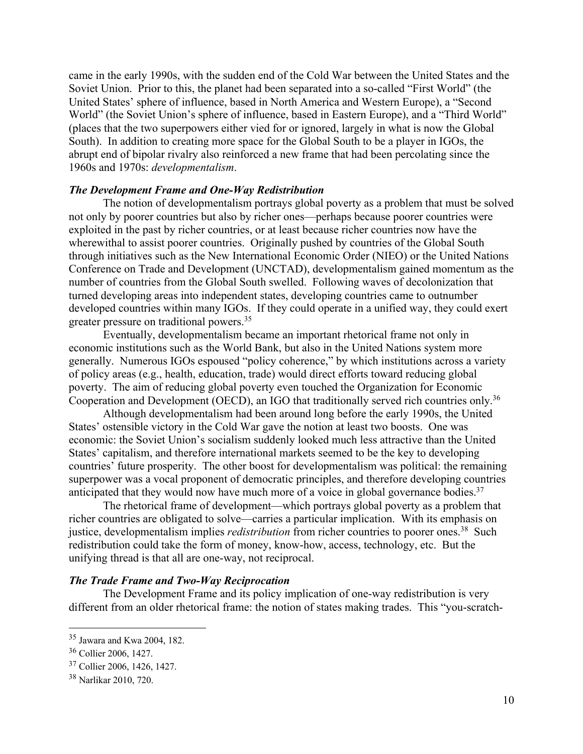came in the early 1990s, with the sudden end of the Cold War between the United States and the Soviet Union. Prior to this, the planet had been separated into a so-called "First World" (the United States' sphere of influence, based in North America and Western Europe), a "Second World" (the Soviet Union's sphere of influence, based in Eastern Europe), and a "Third World" (places that the two superpowers either vied for or ignored, largely in what is now the Global South). In addition to creating more space for the Global South to be a player in IGOs, the abrupt end of bipolar rivalry also reinforced a new frame that had been percolating since the 1960s and 1970s: *developmentalism*.

### *The Development Frame and One-Way Redistribution*

The notion of developmentalism portrays global poverty as a problem that must be solved not only by poorer countries but also by richer ones—perhaps because poorer countries were exploited in the past by richer countries, or at least because richer countries now have the wherewithal to assist poorer countries. Originally pushed by countries of the Global South through initiatives such as the New International Economic Order (NIEO) or the United Nations Conference on Trade and Development (UNCTAD), developmentalism gained momentum as the number of countries from the Global South swelled. Following waves of decolonization that turned developing areas into independent states, developing countries came to outnumber developed countries within many IGOs. If they could operate in a unified way, they could exert greater pressure on traditional powers.[35]

Eventually, developmentalism became an important rhetorical frame not only in economic institutions such as the World Bank, but also in the United Nations system more generally. Numerous IGOs espoused "policy coherence," by which institutions across a variety of policy areas (e.g., health, education, trade) would direct efforts toward reducing global poverty. The aim of reducing global poverty even touched the Organization for Economic Cooperation and Development (OECD), an IGO that traditionally served rich countries only.[36]

Although developmentalism had been around long before the early 1990s, the United States' ostensible victory in the Cold War gave the notion at least two boosts. One was economic: the Soviet Union's socialism suddenly looked much less attractive than the United States' capitalism, and therefore international markets seemed to be the key to developing countries' future prosperity. The other boost for developmentalism was political: the remaining superpower was a vocal proponent of democratic principles, and therefore developing countries anticipated that they would now have much more of a voice in global governance bodies.[37]

The rhetorical frame of development—which portrays global poverty as a problem that richer countries are obligated to solve—carries a particular implication. With its emphasis on justice, developmentalism implies *redistribution* from richer countries to poorer ones.[38] Such redistribution could take the form of money, know-how, access, technology, etc. But the unifying thread is that all are one-way, not reciprocal.

### *The Trade Frame and Two-Way Reciprocation*

The Development Frame and its policy implication of one-way redistribution is very different from an older rhetorical frame: the notion of states making trades. This "you-scratch-

---

[35] Jawara and Kwa 2004, 182.

[36] Collier 2006, 1427.

[37] Collier 2006, 1426, 1427.

[38] Narlikar 2010, 720.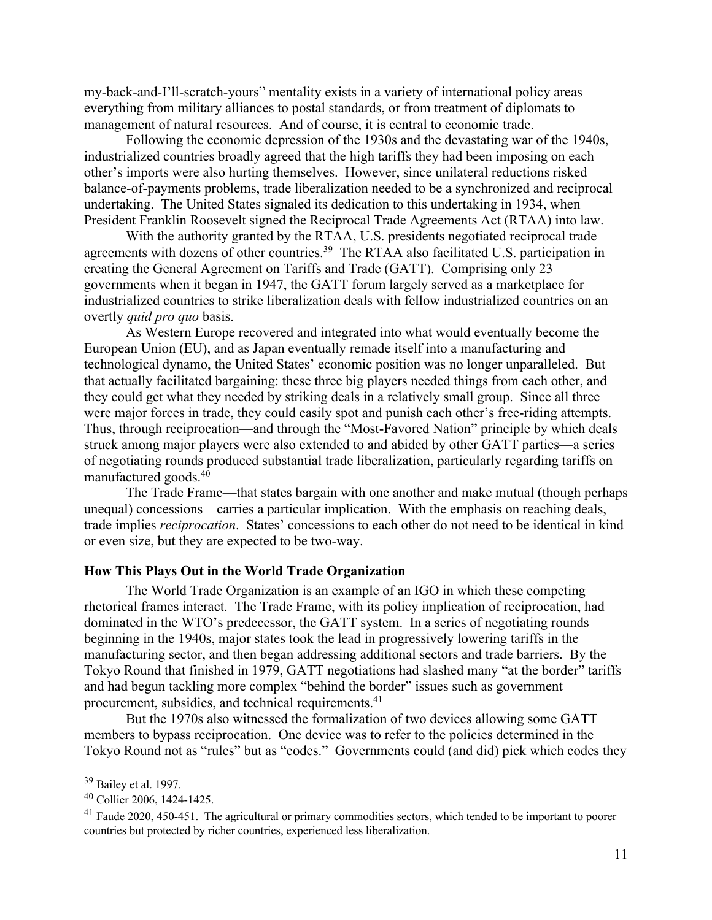my-back-and-I'll-scratch-yours" mentality exists in a variety of international policy areas—everything from military alliances to postal standards, or from treatment of diplomats to management of natural resources. And of course, it is central to economic trade.

Following the economic depression of the 1930s and the devastating war of the 1940s, industrialized countries broadly agreed that the high tariffs they had been imposing on each other's imports were also hurting themselves. However, since unilateral reductions risked balance-of-payments problems, trade liberalization needed to be a synchronized and reciprocal undertaking. The United States signaled its dedication to this undertaking in 1934, when President Franklin Roosevelt signed the Reciprocal Trade Agreements Act (RTAA) into law.

With the authority granted by the RTAA, U.S. presidents negotiated reciprocal trade agreements with dozens of other countries.[39] The RTAA also facilitated U.S. participation in creating the General Agreement on Tariffs and Trade (GATT). Comprising only 23 governments when it began in 1947, the GATT forum largely served as a marketplace for industrialized countries to strike liberalization deals with fellow industrialized countries on an overtly *quid pro quo* basis.

As Western Europe recovered and integrated into what would eventually become the European Union (EU), and as Japan eventually remade itself into a manufacturing and technological dynamo, the United States' economic position was no longer unparalleled. But that actually facilitated bargaining: these three big players needed things from each other, and they could get what they needed by striking deals in a relatively small group. Since all three were major forces in trade, they could easily spot and punish each other's free-riding attempts. Thus, through reciprocation—and through the "Most-Favored Nation" principle by which deals struck among major players were also extended to and abided by other GATT parties—a series of negotiating rounds produced substantial trade liberalization, particularly regarding tariffs on manufactured goods.[40]

The Trade Frame—that states bargain with one another and make mutual (though perhaps unequal) concessions—carries a particular implication. With the emphasis on reaching deals, trade implies *reciprocation*. States' concessions to each other do not need to be identical in kind or even size, but they are expected to be two-way.

**How This Plays Out in the World Trade Organization**

The World Trade Organization is an example of an IGO in which these competing rhetorical frames interact. The Trade Frame, with its policy implication of reciprocation, had dominated in the WTO's predecessor, the GATT system. In a series of negotiating rounds beginning in the 1940s, major states took the lead in progressively lowering tariffs in the manufacturing sector, and then began addressing additional sectors and trade barriers. By the Tokyo Round that finished in 1979, GATT negotiations had slashed many "at the border" tariffs and had begun tackling more complex "behind the border" issues such as government procurement, subsidies, and technical requirements.[41]

But the 1970s also witnessed the formalization of two devices allowing some GATT members to bypass reciprocation. One device was to refer to the policies determined in the Tokyo Round not as "rules" but as "codes." Governments could (and did) pick which codes they

---

[39] Bailey et al. 1997.

[40] Collier 2006, 1424-1425.

[41] Faude 2020, 450-451. The agricultural or primary commodities sectors, which tended to be important to poorer countries but protected by richer countries, experienced less liberalization.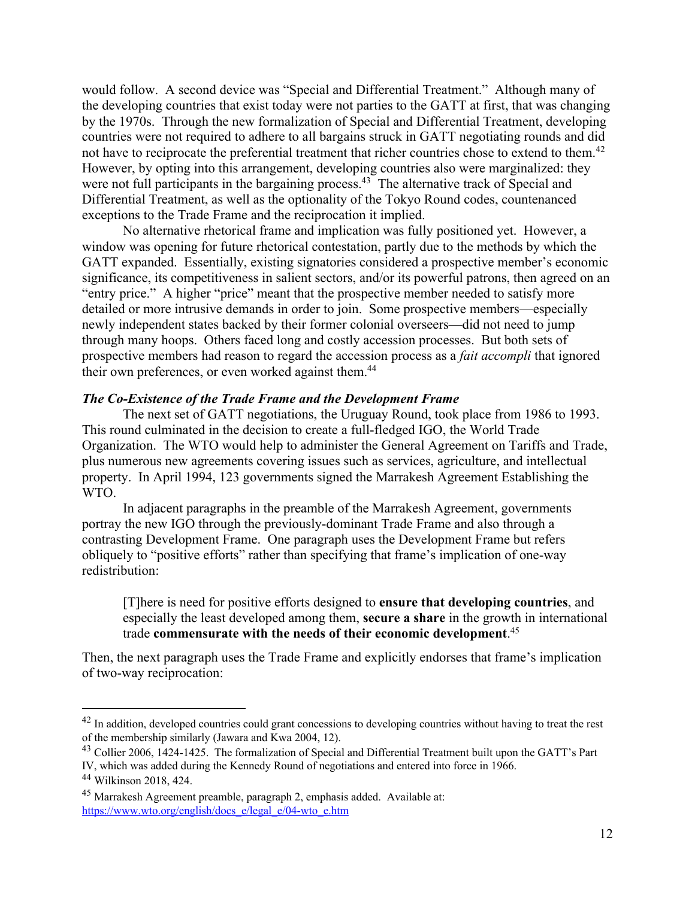would follow. A second device was "Special and Differential Treatment." Although many of the developing countries that exist today were not parties to the GATT at first, that was changing by the 1970s. Through the new formalization of Special and Differential Treatment, developing countries were not required to adhere to all bargains struck in GATT negotiating rounds and did not have to reciprocate the preferential treatment that richer countries chose to extend to them.[42] However, by opting into this arrangement, developing countries also were marginalized: they were not full participants in the bargaining process.[43] The alternative track of Special and Differential Treatment, as well as the optionality of the Tokyo Round codes, countenanced exceptions to the Trade Frame and the reciprocation it implied.

No alternative rhetorical frame and implication was fully positioned yet. However, a window was opening for future rhetorical contestation, partly due to the methods by which the GATT expanded. Essentially, existing signatories considered a prospective member's economic significance, its competitiveness in salient sectors, and/or its powerful patrons, then agreed on an "entry price." A higher "price" meant that the prospective member needed to satisfy more detailed or more intrusive demands in order to join. Some prospective members—especially newly independent states backed by their former colonial overseers—did not need to jump through many hoops. Others faced long and costly accession processes. But both sets of prospective members had reason to regard the accession process as a *fait accompli* that ignored their own preferences, or even worked against them.[44]

***The Co-Existence of the Trade Frame and the Development Frame***

The next set of GATT negotiations, the Uruguay Round, took place from 1986 to 1993. This round culminated in the decision to create a full-fledged IGO, the World Trade Organization. The WTO would help to administer the General Agreement on Tariffs and Trade, plus numerous new agreements covering issues such as services, agriculture, and intellectual property. In April 1994, 123 governments signed the Marrakesh Agreement Establishing the WTO.

In adjacent paragraphs in the preamble of the Marrakesh Agreement, governments portray the new IGO through the previously-dominant Trade Frame and also through a contrasting Development Frame. One paragraph uses the Development Frame but refers obliquely to "positive efforts" rather than specifying that frame's implication of one-way redistribution:

> [T]here is need for positive efforts designed to **ensure that developing countries**, and especially the least developed among them, **secure a share** in the growth in international trade **commensurate with the needs of their economic development**.[45]

Then, the next paragraph uses the Trade Frame and explicitly endorses that frame's implication of two-way reciprocation:

---

[42] In addition, developed countries could grant concessions to developing countries without having to treat the rest of the membership similarly (Jawara and Kwa 2004, 12).

[43] Collier 2006, 1424-1425. The formalization of Special and Differential Treatment built upon the GATT's Part IV, which was added during the Kennedy Round of negotiations and entered into force in 1966.

[44] Wilkinson 2018, 424.

[45] Marrakesh Agreement preamble, paragraph 2, emphasis added. Available at: https://www.wto.org/english/docs_e/legal_e/04-wto_e.htm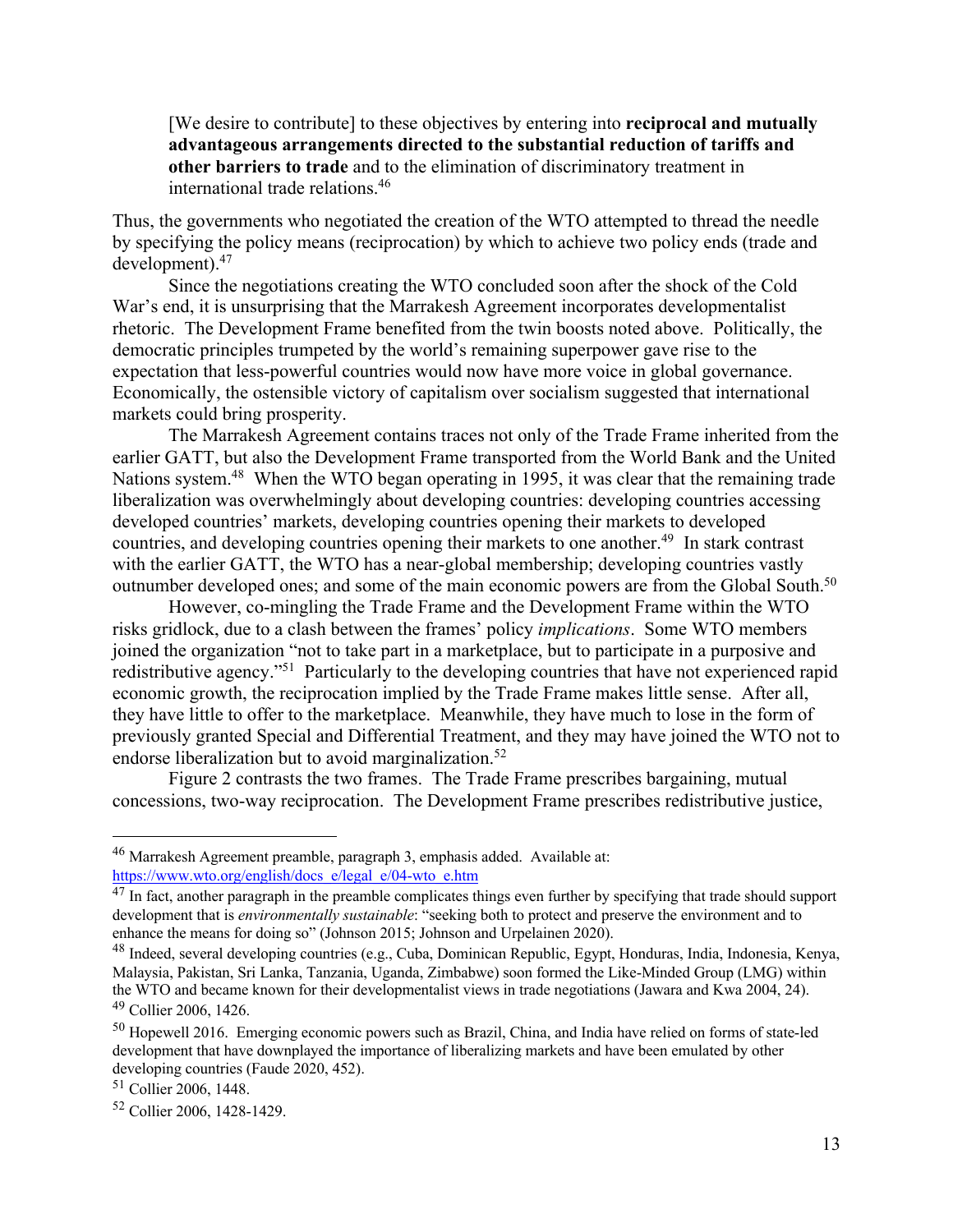> [We desire to contribute] to these objectives by entering into **reciprocal and mutually advantageous arrangements directed to the substantial reduction of tariffs and other barriers to trade** and to the elimination of discriminatory treatment in international trade relations.[46]

Thus, the governments who negotiated the creation of the WTO attempted to thread the needle by specifying the policy means (reciprocation) by which to achieve two policy ends (trade and development).[47]

Since the negotiations creating the WTO concluded soon after the shock of the Cold War's end, it is unsurprising that the Marrakesh Agreement incorporates developmentalist rhetoric. The Development Frame benefited from the twin boosts noted above. Politically, the democratic principles trumpeted by the world's remaining superpower gave rise to the expectation that less-powerful countries would now have more voice in global governance. Economically, the ostensible victory of capitalism over socialism suggested that international markets could bring prosperity.

The Marrakesh Agreement contains traces not only of the Trade Frame inherited from the earlier GATT, but also the Development Frame transported from the World Bank and the United Nations system.[48] When the WTO began operating in 1995, it was clear that the remaining trade liberalization was overwhelmingly about developing countries: developing countries accessing developed countries' markets, developing countries opening their markets to developed countries, and developing countries opening their markets to one another.[49] In stark contrast with the earlier GATT, the WTO has a near-global membership; developing countries vastly outnumber developed ones; and some of the main economic powers are from the Global South.[50]

However, co-mingling the Trade Frame and the Development Frame within the WTO risks gridlock, due to a clash between the frames' policy *implications*. Some WTO members joined the organization "not to take part in a marketplace, but to participate in a purposive and redistributive agency."[51] Particularly to the developing countries that have not experienced rapid economic growth, the reciprocation implied by the Trade Frame makes little sense. After all, they have little to offer to the marketplace. Meanwhile, they have much to lose in the form of previously granted Special and Differential Treatment, and they may have joined the WTO not to endorse liberalization but to avoid marginalization.[52]

Figure 2 contrasts the two frames. The Trade Frame prescribes bargaining, mutual concessions, two-way reciprocation. The Development Frame prescribes redistributive justice,

---

[46] Marrakesh Agreement preamble, paragraph 3, emphasis added. Available at: https://www.wto.org/english/docs_e/legal_e/04-wto_e.htm

[47] In fact, another paragraph in the preamble complicates things even further by specifying that trade should support development that is *environmentally sustainable*: "seeking both to protect and preserve the environment and to enhance the means for doing so" (Johnson 2015; Johnson and Urpelainen 2020).

[48] Indeed, several developing countries (e.g., Cuba, Dominican Republic, Egypt, Honduras, India, Indonesia, Kenya, Malaysia, Pakistan, Sri Lanka, Tanzania, Uganda, Zimbabwe) soon formed the Like-Minded Group (LMG) within the WTO and became known for their developmentalist views in trade negotiations (Jawara and Kwa 2004, 24).

[49] Collier 2006, 1426.

[50] Hopewell 2016. Emerging economic powers such as Brazil, China, and India have relied on forms of state-led development that have downplayed the importance of liberalizing markets and have been emulated by other developing countries (Faude 2020, 452).

[51] Collier 2006, 1448.

[52] Collier 2006, 1428-1429.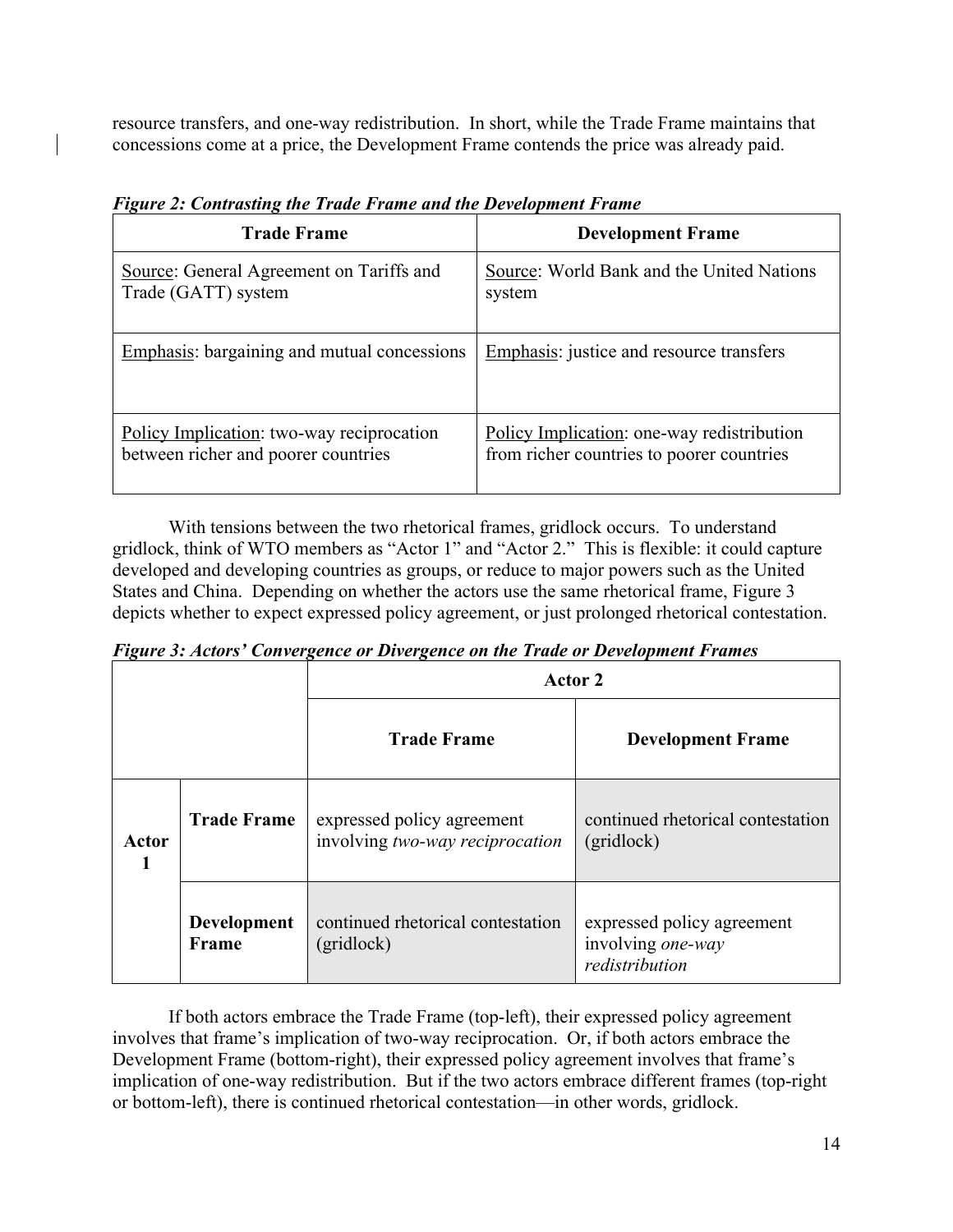resource transfers, and one-way redistribution. In short, while the Trade Frame maintains that concessions come at a price, the Development Frame contends the price was already paid.

***Figure 2: Contrasting the Trade Frame and the Development Frame***

| Trade Frame | Development Frame |
|---|---|
| Source: General Agreement on Tariffs and Trade (GATT) system | Source: World Bank and the United Nations system |
| Emphasis: bargaining and mutual concessions | Emphasis: justice and resource transfers |
| Policy Implication: two-way reciprocation between richer and poorer countries | Policy Implication: one-way redistribution from richer countries to poorer countries |

With tensions between the two rhetorical frames, gridlock occurs. To understand gridlock, think of WTO members as "Actor 1" and "Actor 2." This is flexible: it could capture developed and developing countries as groups, or reduce to major powers such as the United States and China. Depending on whether the actors use the same rhetorical frame, Figure 3 depicts whether to expect expressed policy agreement, or just prolonged rhetorical contestation.

***Figure 3: Actors' Convergence or Divergence on the Trade or Development Frames***

| | | **Actor 2** | |
|---|---|---|---|
| | | **Trade Frame** | **Development Frame** |
| **Actor 1** | **Trade Frame** | expressed policy agreement involving *two-way reciprocation* | continued rhetorical contestation (gridlock) |
| | **Development Frame** | continued rhetorical contestation (gridlock) | expressed policy agreement involving *one-way redistribution* |

If both actors embrace the Trade Frame (top-left), their expressed policy agreement involves that frame's implication of two-way reciprocation. Or, if both actors embrace the Development Frame (bottom-right), their expressed policy agreement involves that frame's implication of one-way redistribution. But if the two actors embrace different frames (top-right or bottom-left), there is continued rhetorical contestation—in other words, gridlock.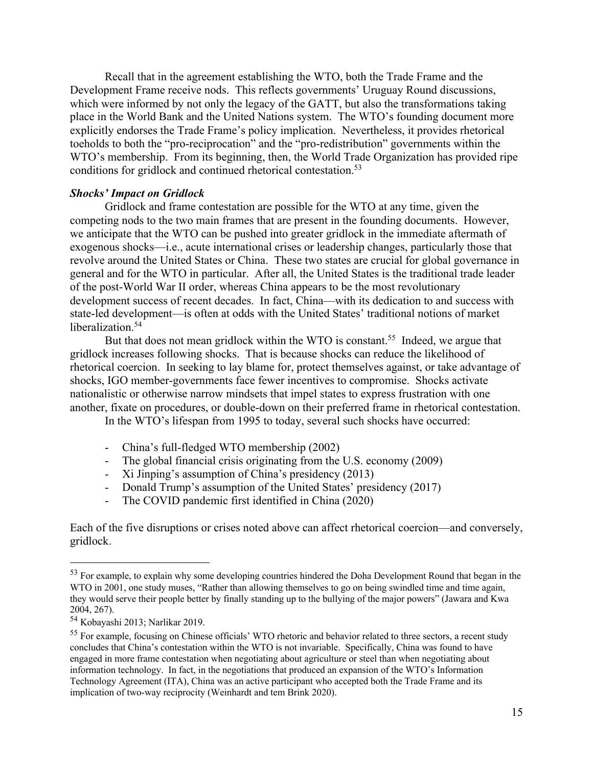Recall that in the agreement establishing the WTO, both the Trade Frame and the Development Frame receive nods. This reflects governments' Uruguay Round discussions, which were informed by not only the legacy of the GATT, but also the transformations taking place in the World Bank and the United Nations system. The WTO's founding document more explicitly endorses the Trade Frame's policy implication. Nevertheless, it provides rhetorical toeholds to both the "pro-reciprocation" and the "pro-redistribution" governments within the WTO's membership. From its beginning, then, the World Trade Organization has provided ripe conditions for gridlock and continued rhetorical contestation.[53]

***Shocks' Impact on Gridlock***

Gridlock and frame contestation are possible for the WTO at any time, given the competing nods to the two main frames that are present in the founding documents. However, we anticipate that the WTO can be pushed into greater gridlock in the immediate aftermath of exogenous shocks—i.e., acute international crises or leadership changes, particularly those that revolve around the United States or China. These two states are crucial for global governance in general and for the WTO in particular. After all, the United States is the traditional trade leader of the post-World War II order, whereas China appears to be the most revolutionary development success of recent decades. In fact, China—with its dedication to and success with state-led development—is often at odds with the United States' traditional notions of market liberalization.[54]

But that does not mean gridlock within the WTO is constant.[55] Indeed, we argue that gridlock increases following shocks. That is because shocks can reduce the likelihood of rhetorical coercion. In seeking to lay blame for, protect themselves against, or take advantage of shocks, IGO member-governments face fewer incentives to compromise. Shocks activate nationalistic or otherwise narrow mindsets that impel states to express frustration with one another, fixate on procedures, or double-down on their preferred frame in rhetorical contestation.

In the WTO's lifespan from 1995 to today, several such shocks have occurred:

- China's full-fledged WTO membership (2002)
- The global financial crisis originating from the U.S. economy (2009)
- Xi Jinping's assumption of China's presidency (2013)
- Donald Trump's assumption of the United States' presidency (2017)
- The COVID pandemic first identified in China (2020)

Each of the five disruptions or crises noted above can affect rhetorical coercion—and conversely, gridlock.

---

[53] For example, to explain why some developing countries hindered the Doha Development Round that began in the WTO in 2001, one study muses, "Rather than allowing themselves to go on being swindled time and time again, they would serve their people better by finally standing up to the bullying of the major powers" (Jawara and Kwa 2004, 267).

[54] Kobayashi 2013; Narlikar 2019.

[55] For example, focusing on Chinese officials' WTO rhetoric and behavior related to three sectors, a recent study concludes that China's contestation within the WTO is not invariable. Specifically, China was found to have engaged in more frame contestation when negotiating about agriculture or steel than when negotiating about information technology. In fact, in the negotiations that produced an expansion of the WTO's Information Technology Agreement (ITA), China was an active participant who accepted both the Trade Frame and its implication of two-way reciprocity (Weinhardt and tem Brink 2020).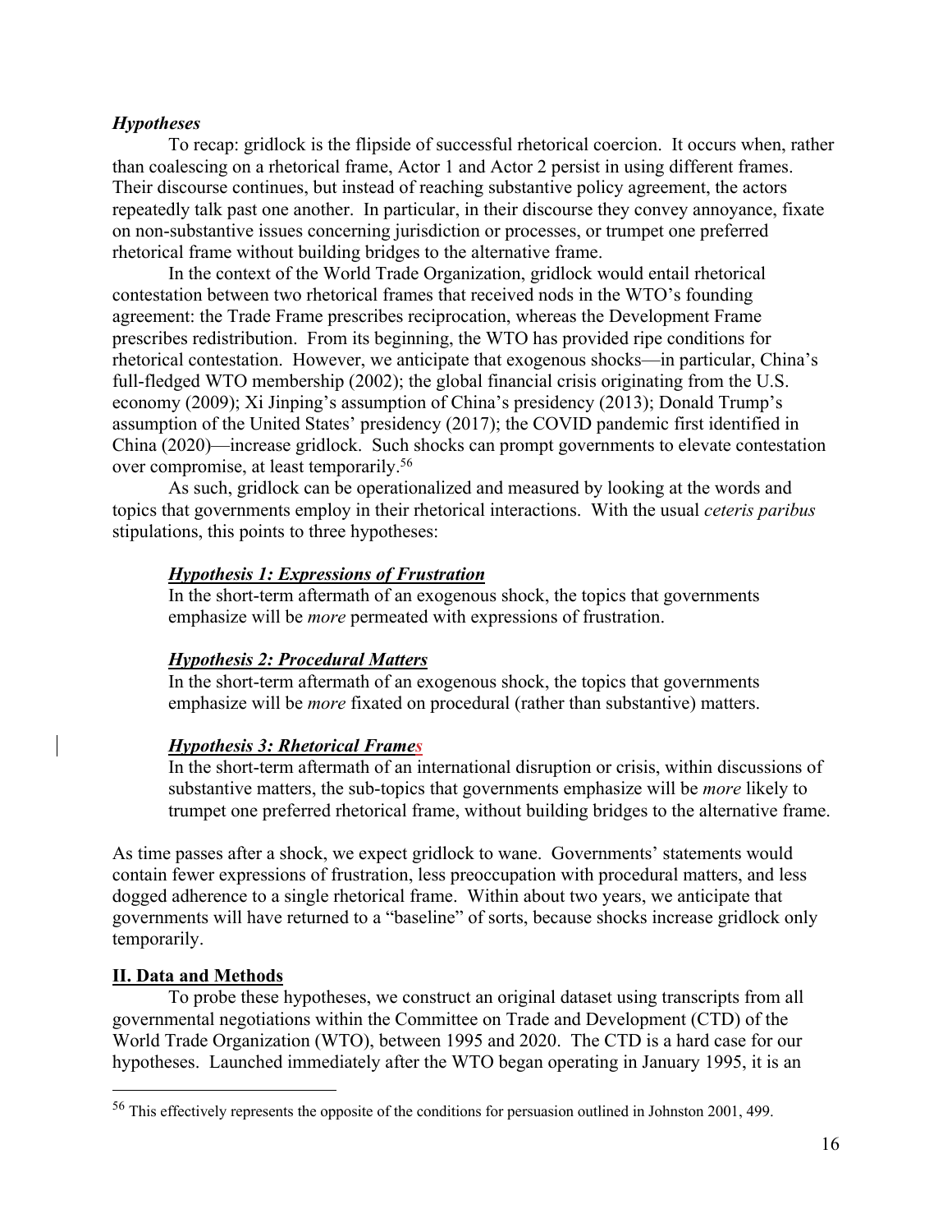### *Hypotheses*

To recap: gridlock is the flipside of successful rhetorical coercion. It occurs when, rather than coalescing on a rhetorical frame, Actor 1 and Actor 2 persist in using different frames. Their discourse continues, but instead of reaching substantive policy agreement, the actors repeatedly talk past one another. In particular, in their discourse they convey annoyance, fixate on non-substantive issues concerning jurisdiction or processes, or trumpet one preferred rhetorical frame without building bridges to the alternative frame.

In the context of the World Trade Organization, gridlock would entail rhetorical contestation between two rhetorical frames that received nods in the WTO's founding agreement: the Trade Frame prescribes reciprocation, whereas the Development Frame prescribes redistribution. From its beginning, the WTO has provided ripe conditions for rhetorical contestation. However, we anticipate that exogenous shocks—in particular, China's full-fledged WTO membership (2002); the global financial crisis originating from the U.S. economy (2009); Xi Jinping's assumption of China's presidency (2013); Donald Trump's assumption of the United States' presidency (2017); the COVID pandemic first identified in China (2020)—increase gridlock. Such shocks can prompt governments to elevate contestation over compromise, at least temporarily.[56]

As such, gridlock can be operationalized and measured by looking at the words and topics that governments employ in their rhetorical interactions. With the usual *ceteris paribus* stipulations, this points to three hypotheses:

> ***Hypothesis 1: Expressions of Frustration***
>
> In the short-term aftermath of an exogenous shock, the topics that governments emphasize will be *more* permeated with expressions of frustration.

> ***Hypothesis 2: Procedural Matters***
>
> In the short-term aftermath of an exogenous shock, the topics that governments emphasize will be *more* fixated on procedural (rather than substantive) matters.

> ***Hypothesis 3: Rhetorical Frames***
>
> In the short-term aftermath of an international disruption or crisis, within discussions of substantive matters, the sub-topics that governments emphasize will be *more* likely to trumpet one preferred rhetorical frame, without building bridges to the alternative frame.

As time passes after a shock, we expect gridlock to wane. Governments' statements would contain fewer expressions of frustration, less preoccupation with procedural matters, and less dogged adherence to a single rhetorical frame. Within about two years, we anticipate that governments will have returned to a "baseline" of sorts, because shocks increase gridlock only temporarily.

## II. Data and Methods

To probe these hypotheses, we construct an original dataset using transcripts from all governmental negotiations within the Committee on Trade and Development (CTD) of the World Trade Organization (WTO), between 1995 and 2020. The CTD is a hard case for our hypotheses. Launched immediately after the WTO began operating in January 1995, it is an

[56] This effectively represents the opposite of the conditions for persuasion outlined in Johnston 2001, 499.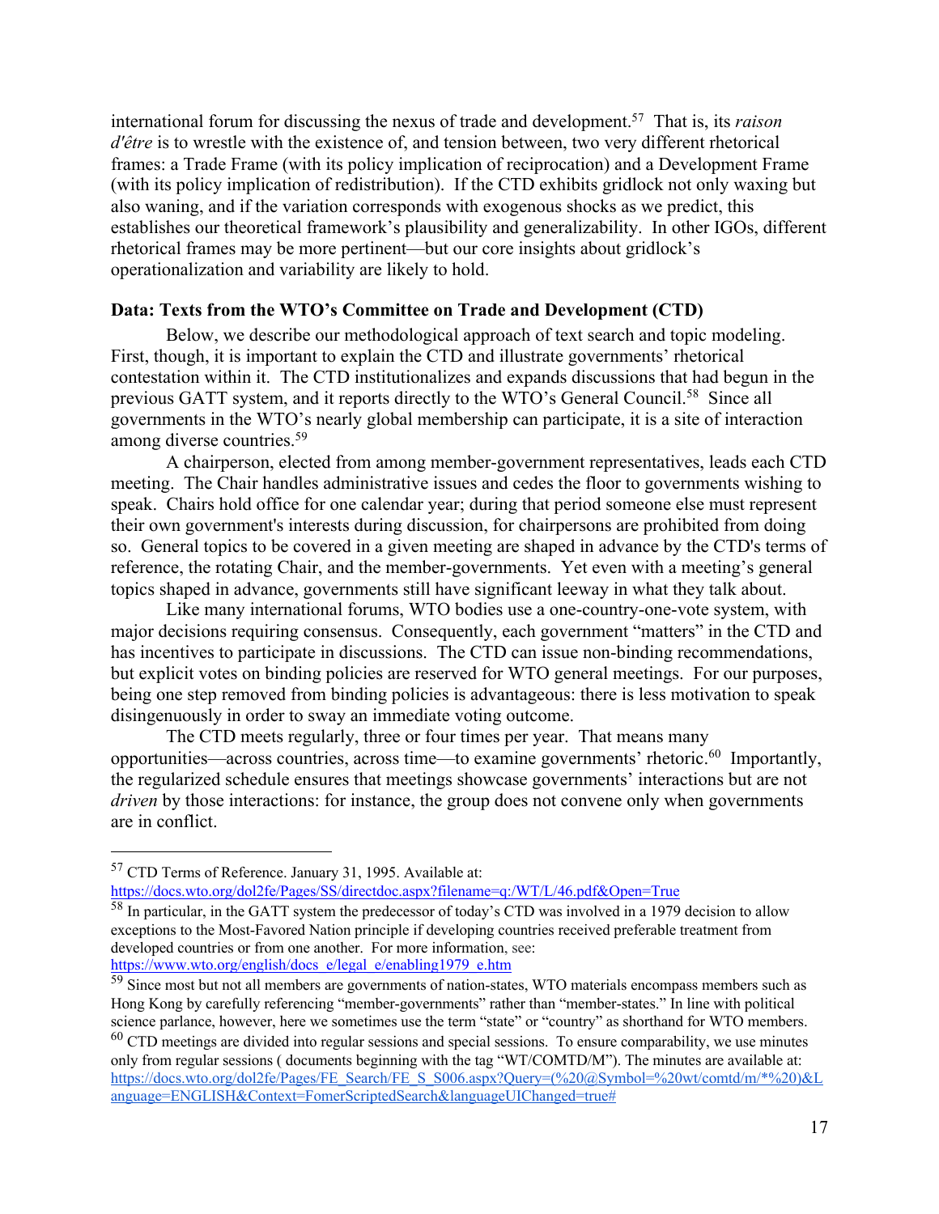international forum for discussing the nexus of trade and development.[57] That is, its *raison d'être* is to wrestle with the existence of, and tension between, two very different rhetorical frames: a Trade Frame (with its policy implication of reciprocation) and a Development Frame (with its policy implication of redistribution). If the CTD exhibits gridlock not only waxing but also waning, and if the variation corresponds with exogenous shocks as we predict, this establishes our theoretical framework's plausibility and generalizability. In other IGOs, different rhetorical frames may be more pertinent—but our core insights about gridlock's operationalization and variability are likely to hold.

**Data: Texts from the WTO's Committee on Trade and Development (CTD)**

Below, we describe our methodological approach of text search and topic modeling. First, though, it is important to explain the CTD and illustrate governments' rhetorical contestation within it. The CTD institutionalizes and expands discussions that had begun in the previous GATT system, and it reports directly to the WTO's General Council.[58] Since all governments in the WTO's nearly global membership can participate, it is a site of interaction among diverse countries.[59]

A chairperson, elected from among member-government representatives, leads each CTD meeting. The Chair handles administrative issues and cedes the floor to governments wishing to speak. Chairs hold office for one calendar year; during that period someone else must represent their own government's interests during discussion, for chairpersons are prohibited from doing so. General topics to be covered in a given meeting are shaped in advance by the CTD's terms of reference, the rotating Chair, and the member-governments. Yet even with a meeting's general topics shaped in advance, governments still have significant leeway in what they talk about.

Like many international forums, WTO bodies use a one-country-one-vote system, with major decisions requiring consensus. Consequently, each government "matters" in the CTD and has incentives to participate in discussions. The CTD can issue non-binding recommendations, but explicit votes on binding policies are reserved for WTO general meetings. For our purposes, being one step removed from binding policies is advantageous: there is less motivation to speak disingenuously in order to sway an immediate voting outcome.

The CTD meets regularly, three or four times per year. That means many opportunities—across countries, across time—to examine governments' rhetoric.[60] Importantly, the regularized schedule ensures that meetings showcase governments' interactions but are not *driven* by those interactions: for instance, the group does not convene only when governments are in conflict.

---

[57] CTD Terms of Reference. January 31, 1995. Available at: https://docs.wto.org/dol2fe/Pages/SS/directdoc.aspx?filename=q:/WT/L/46.pdf&Open=True

[58] In particular, in the GATT system the predecessor of today's CTD was involved in a 1979 decision to allow exceptions to the Most-Favored Nation principle if developing countries received preferable treatment from developed countries or from one another. For more information, see: https://www.wto.org/english/docs_e/legal_e/enabling1979_e.htm

[59] Since most but not all members are governments of nation-states, WTO materials encompass members such as Hong Kong by carefully referencing "member-governments" rather than "member-states." In line with political science parlance, however, here we sometimes use the term "state" or "country" as shorthand for WTO members.

[60] CTD meetings are divided into regular sessions and special sessions. To ensure comparability, we use minutes only from regular sessions ( documents beginning with the tag "WT/COMTD/M"). The minutes are available at: https://docs.wto.org/dol2fe/Pages/FE_Search/FE_S_S006.aspx?Query=(%20@Symbol=%20wt/comtd/m/*%20)&Language=ENGLISH&Context=FomerScriptedSearch&languageUIChanged=true#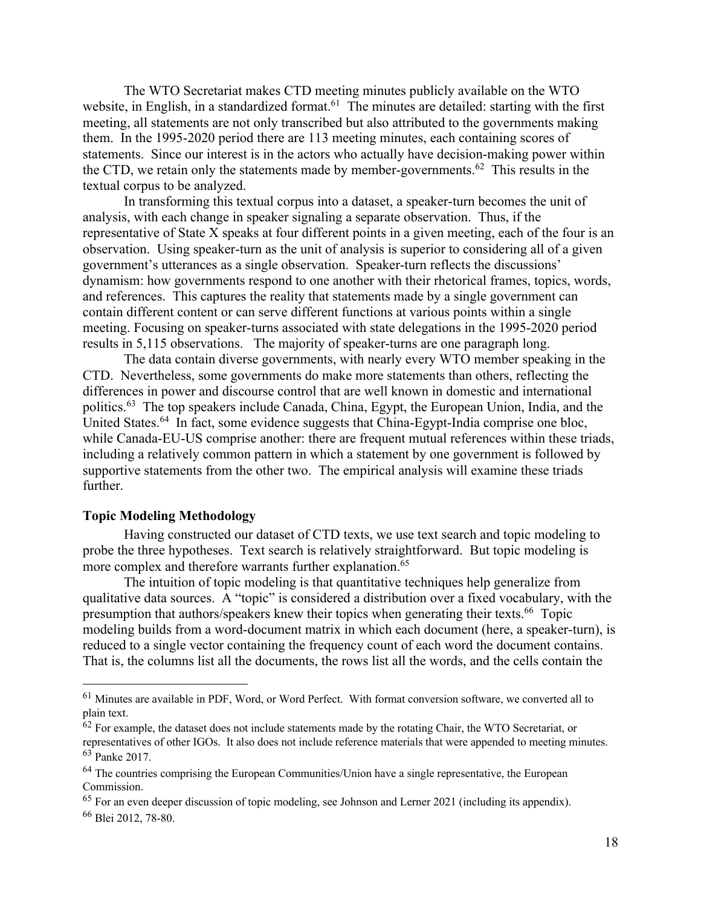The WTO Secretariat makes CTD meeting minutes publicly available on the WTO website, in English, in a standardized format.[61] The minutes are detailed: starting with the first meeting, all statements are not only transcribed but also attributed to the governments making them. In the 1995-2020 period there are 113 meeting minutes, each containing scores of statements. Since our interest is in the actors who actually have decision-making power within the CTD, we retain only the statements made by member-governments.[62] This results in the textual corpus to be analyzed.

In transforming this textual corpus into a dataset, a speaker-turn becomes the unit of analysis, with each change in speaker signaling a separate observation. Thus, if the representative of State X speaks at four different points in a given meeting, each of the four is an observation. Using speaker-turn as the unit of analysis is superior to considering all of a given government's utterances as a single observation. Speaker-turn reflects the discussions' dynamism: how governments respond to one another with their rhetorical frames, topics, words, and references. This captures the reality that statements made by a single government can contain different content or can serve different functions at various points within a single meeting. Focusing on speaker-turns associated with state delegations in the 1995-2020 period results in 5,115 observations. The majority of speaker-turns are one paragraph long.

The data contain diverse governments, with nearly every WTO member speaking in the CTD. Nevertheless, some governments do make more statements than others, reflecting the differences in power and discourse control that are well known in domestic and international politics.[63] The top speakers include Canada, China, Egypt, the European Union, India, and the United States.[64] In fact, some evidence suggests that China-Egypt-India comprise one bloc, while Canada-EU-US comprise another: there are frequent mutual references within these triads, including a relatively common pattern in which a statement by one government is followed by supportive statements from the other two. The empirical analysis will examine these triads further.

**Topic Modeling Methodology**

Having constructed our dataset of CTD texts, we use text search and topic modeling to probe the three hypotheses. Text search is relatively straightforward. But topic modeling is more complex and therefore warrants further explanation.[65]

The intuition of topic modeling is that quantitative techniques help generalize from qualitative data sources. A "topic" is considered a distribution over a fixed vocabulary, with the presumption that authors/speakers knew their topics when generating their texts.[66] Topic modeling builds from a word-document matrix in which each document (here, a speaker-turn), is reduced to a single vector containing the frequency count of each word the document contains. That is, the columns list all the documents, the rows list all the words, and the cells contain the

---

[61] Minutes are available in PDF, Word, or Word Perfect. With format conversion software, we converted all to plain text.

[62] For example, the dataset does not include statements made by the rotating Chair, the WTO Secretariat, or representatives of other IGOs. It also does not include reference materials that were appended to meeting minutes.

[63] Panke 2017.

[64] The countries comprising the European Communities/Union have a single representative, the European Commission.

[65] For an even deeper discussion of topic modeling, see Johnson and Lerner 2021 (including its appendix).

[66] Blei 2012, 78-80.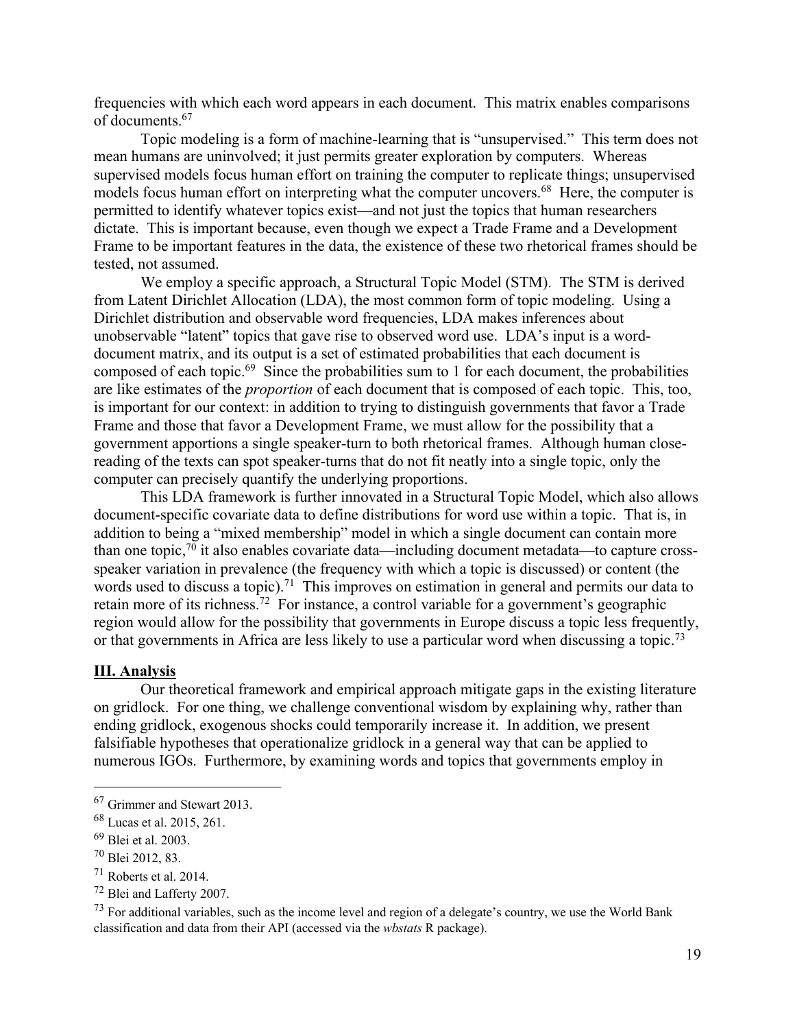frequencies with which each word appears in each document. This matrix enables comparisons of documents.[67]

Topic modeling is a form of machine-learning that is "unsupervised." This term does not mean humans are uninvolved; it just permits greater exploration by computers. Whereas supervised models focus human effort on training the computer to replicate things; unsupervised models focus human effort on interpreting what the computer uncovers.[68] Here, the computer is permitted to identify whatever topics exist—and not just the topics that human researchers dictate. This is important because, even though we expect a Trade Frame and a Development Frame to be important features in the data, the existence of these two rhetorical frames should be tested, not assumed.

We employ a specific approach, a Structural Topic Model (STM). The STM is derived from Latent Dirichlet Allocation (LDA), the most common form of topic modeling. Using a Dirichlet distribution and observable word frequencies, LDA makes inferences about unobservable "latent" topics that gave rise to observed word use. LDA's input is a word-document matrix, and its output is a set of estimated probabilities that each document is composed of each topic.[69] Since the probabilities sum to 1 for each document, the probabilities are like estimates of the *proportion* of each document that is composed of each topic. This, too, is important for our context: in addition to trying to distinguish governments that favor a Trade Frame and those that favor a Development Frame, we must allow for the possibility that a government apportions a single speaker-turn to both rhetorical frames. Although human close-reading of the texts can spot speaker-turns that do not fit neatly into a single topic, only the computer can precisely quantify the underlying proportions.

This LDA framework is further innovated in a Structural Topic Model, which also allows document-specific covariate data to define distributions for word use within a topic. That is, in addition to being a "mixed membership" model in which a single document can contain more than one topic,[70] it also enables covariate data—including document metadata—to capture cross-speaker variation in prevalence (the frequency with which a topic is discussed) or content (the words used to discuss a topic).[71] This improves on estimation in general and permits our data to retain more of its richness.[72] For instance, a control variable for a government's geographic region would allow for the possibility that governments in Europe discuss a topic less frequently, or that governments in Africa are less likely to use a particular word when discussing a topic.[73]

## **III. Analysis**

Our theoretical framework and empirical approach mitigate gaps in the existing literature on gridlock. For one thing, we challenge conventional wisdom by explaining why, rather than ending gridlock, exogenous shocks could temporarily increase it. In addition, we present falsifiable hypotheses that operationalize gridlock in a general way that can be applied to numerous IGOs. Furthermore, by examining words and topics that governments employ in

---

[67] Grimmer and Stewart 2013.

[68] Lucas et al. 2015, 261.

[69] Blei et al. 2003.

[70] Blei 2012, 83.

[71] Roberts et al. 2014.

[72] Blei and Lafferty 2007.

[73] For additional variables, such as the income level and region of a delegate's country, we use the World Bank classification and data from their API (accessed via the *wbstats* R package).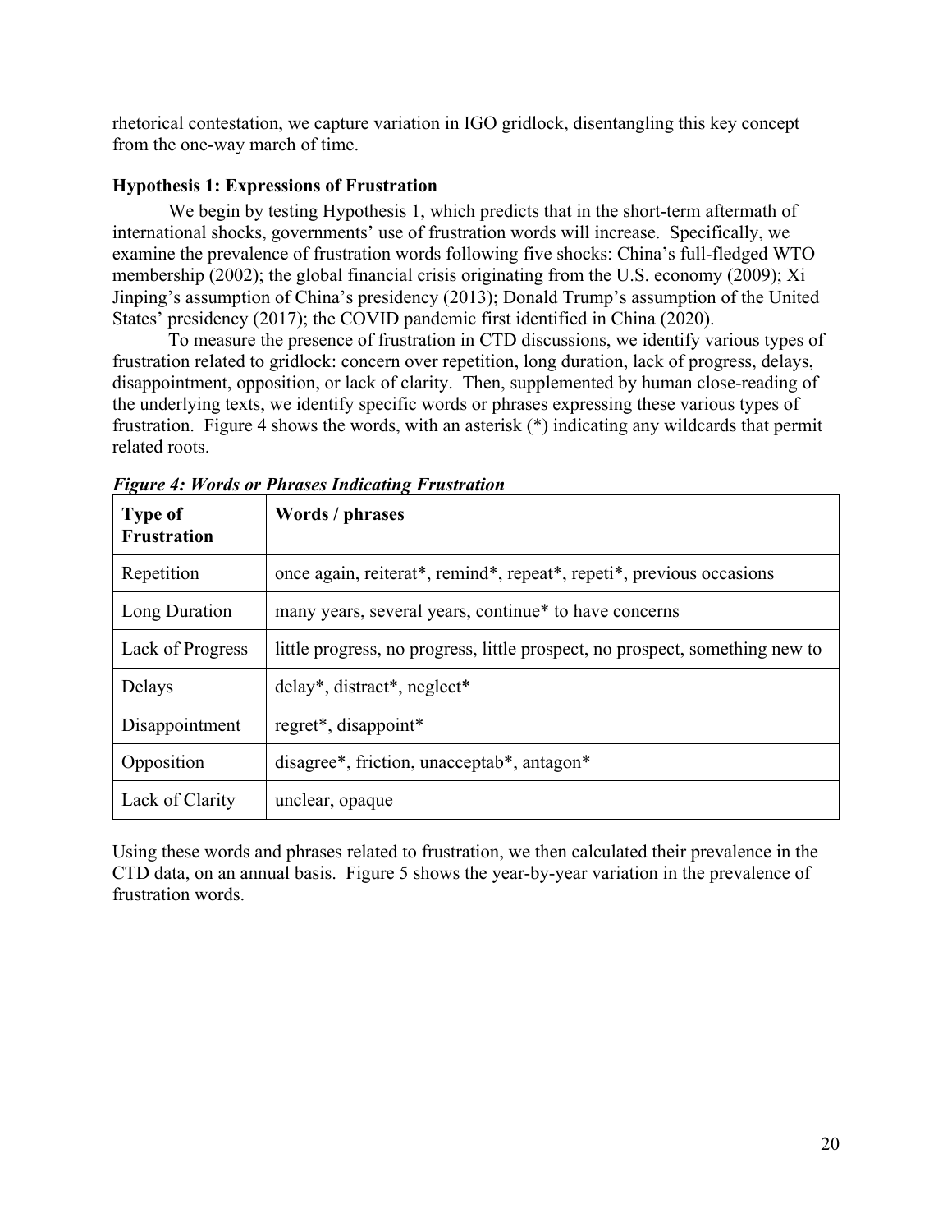rhetorical contestation, we capture variation in IGO gridlock, disentangling this key concept from the one-way march of time.

### Hypothesis 1: Expressions of Frustration

We begin by testing Hypothesis 1, which predicts that in the short-term aftermath of international shocks, governments' use of frustration words will increase. Specifically, we examine the prevalence of frustration words following five shocks: China's full-fledged WTO membership (2002); the global financial crisis originating from the U.S. economy (2009); Xi Jinping's assumption of China's presidency (2013); Donald Trump's assumption of the United States' presidency (2017); the COVID pandemic first identified in China (2020).

To measure the presence of frustration in CTD discussions, we identify various types of frustration related to gridlock: concern over repetition, long duration, lack of progress, delays, disappointment, opposition, or lack of clarity. Then, supplemented by human close-reading of the underlying texts, we identify specific words or phrases expressing these various types of frustration. Figure 4 shows the words, with an asterisk (*) indicating any wildcards that permit related roots.

***Figure 4: Words or Phrases Indicating Frustration***

| Type of Frustration | Words / phrases |
|---|---|
| Repetition | once again, reiterat*, remind*, repeat*, repeti*, previous occasions |
| Long Duration | many years, several years, continue* to have concerns |
| Lack of Progress | little progress, no progress, little prospect, no prospect, something new to |
| Delays | delay*, distract*, neglect* |
| Disappointment | regret*, disappoint* |
| Opposition | disagree*, friction, unacceptab*, antagon* |
| Lack of Clarity | unclear, opaque |

Using these words and phrases related to frustration, we then calculated their prevalence in the CTD data, on an annual basis. Figure 5 shows the year-by-year variation in the prevalence of frustration words.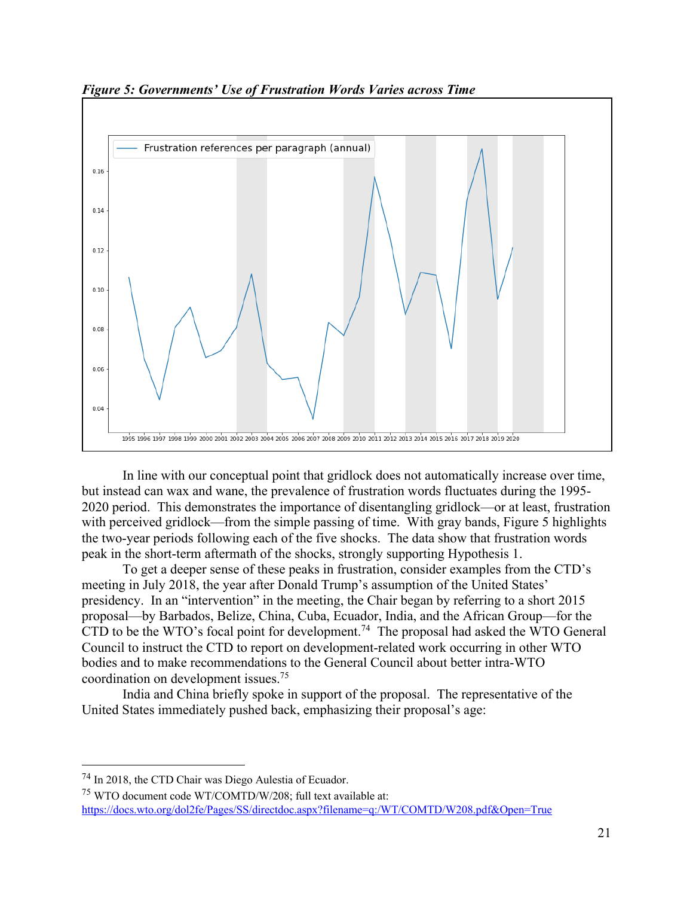***Figure 5: Governments' Use of Frustration Words Varies across Time***

In line with our conceptual point that gridlock does not automatically increase over time, but instead can wax and wane, the prevalence of frustration words fluctuates during the 1995-2020 period. This demonstrates the importance of disentangling gridlock—or at least, frustration with perceived gridlock—from the simple passing of time. With gray bands, Figure 5 highlights the two-year periods following each of the five shocks. The data show that frustration words peak in the short-term aftermath of the shocks, strongly supporting Hypothesis 1.

To get a deeper sense of these peaks in frustration, consider examples from the CTD's meeting in July 2018, the year after Donald Trump's assumption of the United States' presidency. In an "intervention" in the meeting, the Chair began by referring to a short 2015 proposal—by Barbados, Belize, China, Cuba, Ecuador, India, and the African Group—for the CTD to be the WTO's focal point for development.[74] The proposal had asked the WTO General Council to instruct the CTD to report on development-related work occurring in other WTO bodies and to make recommendations to the General Council about better intra-WTO coordination on development issues.[75]

India and China briefly spoke in support of the proposal. The representative of the United States immediately pushed back, emphasizing their proposal's age:

---

[74] In 2018, the CTD Chair was Diego Aulestia of Ecuador.

[75] WTO document code WT/COMTD/W/208; full text available at: https://docs.wto.org/dol2fe/Pages/SS/directdoc.aspx?filename=q:/WT/COMTD/W208.pdf&Open=True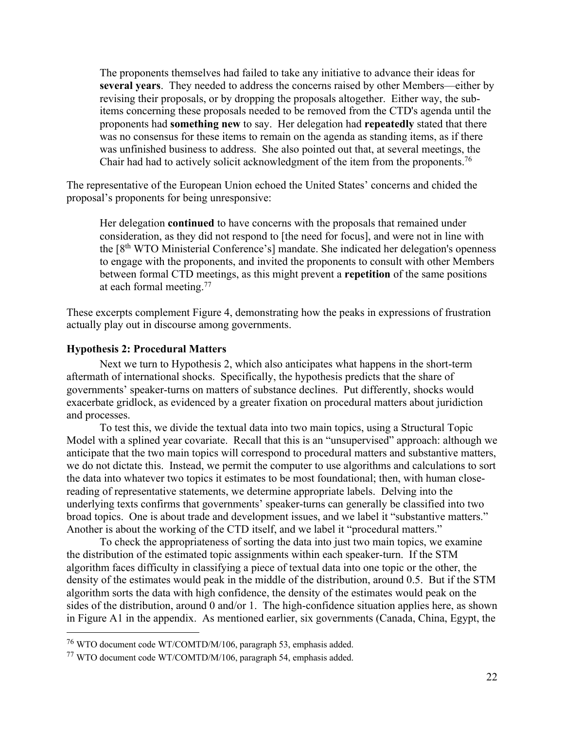> The proponents themselves had failed to take any initiative to advance their ideas for **several years**. They needed to address the concerns raised by other Members—either by revising their proposals, or by dropping the proposals altogether. Either way, the sub-items concerning these proposals needed to be removed from the CTD's agenda until the proponents had **something new** to say. Her delegation had **repeatedly** stated that there was no consensus for these items to remain on the agenda as standing items, as if there was unfinished business to address. She also pointed out that, at several meetings, the Chair had had to actively solicit acknowledgment of the item from the proponents.[76]

The representative of the European Union echoed the United States' concerns and chided the proposal's proponents for being unresponsive:

> Her delegation **continued** to have concerns with the proposals that remained under consideration, as they did not respond to [the need for focus], and were not in line with the [8th WTO Ministerial Conference's] mandate. She indicated her delegation's openness to engage with the proponents, and invited the proponents to consult with other Members between formal CTD meetings, as this might prevent a **repetition** of the same positions at each formal meeting.[77]

These excerpts complement Figure 4, demonstrating how the peaks in expressions of frustration actually play out in discourse among governments.

### Hypothesis 2: Procedural Matters

Next we turn to Hypothesis 2, which also anticipates what happens in the short-term aftermath of international shocks. Specifically, the hypothesis predicts that the share of governments' speaker-turns on matters of substance declines. Put differently, shocks would exacerbate gridlock, as evidenced by a greater fixation on procedural matters about juridiction and processes.

To test this, we divide the textual data into two main topics, using a Structural Topic Model with a splined year covariate. Recall that this is an "unsupervised" approach: although we anticipate that the two main topics will correspond to procedural matters and substantive matters, we do not dictate this. Instead, we permit the computer to use algorithms and calculations to sort the data into whatever two topics it estimates to be most foundational; then, with human close-reading of representative statements, we determine appropriate labels. Delving into the underlying texts confirms that governments' speaker-turns can generally be classified into two broad topics. One is about trade and development issues, and we label it "substantive matters." Another is about the working of the CTD itself, and we label it "procedural matters."

To check the appropriateness of sorting the data into just two main topics, we examine the distribution of the estimated topic assignments within each speaker-turn. If the STM algorithm faces difficulty in classifying a piece of textual data into one topic or the other, the density of the estimates would peak in the middle of the distribution, around 0.5. But if the STM algorithm sorts the data with high confidence, the density of the estimates would peak on the sides of the distribution, around 0 and/or 1. The high-confidence situation applies here, as shown in Figure A1 in the appendix. As mentioned earlier, six governments (Canada, China, Egypt, the

[76] WTO document code WT/COMTD/M/106, paragraph 53, emphasis added.

[77] WTO document code WT/COMTD/M/106, paragraph 54, emphasis added.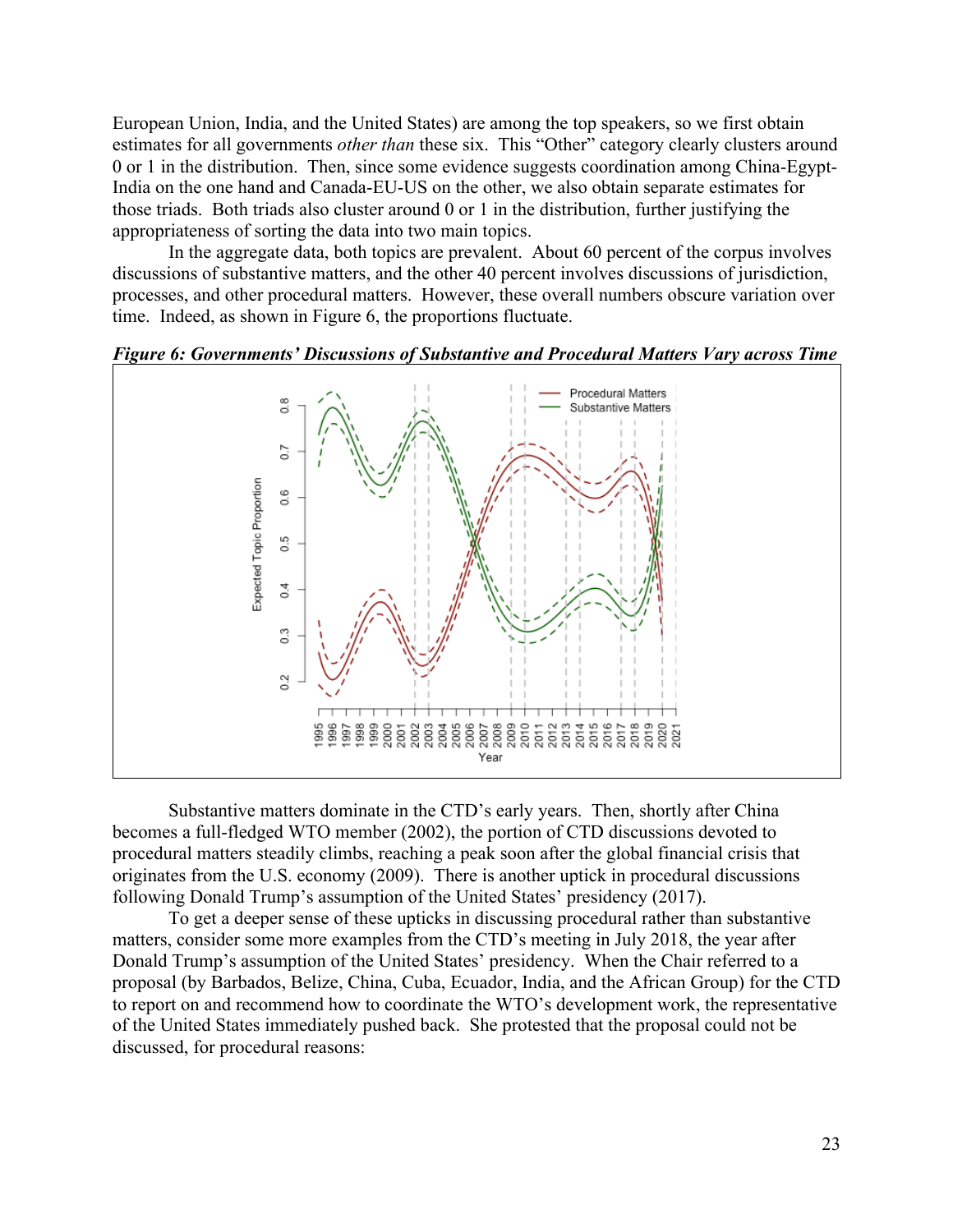European Union, India, and the United States) are among the top speakers, so we first obtain estimates for all governments *other than* these six. This "Other" category clearly clusters around 0 or 1 in the distribution. Then, since some evidence suggests coordination among China-Egypt-India on the one hand and Canada-EU-US on the other, we also obtain separate estimates for those triads. Both triads also cluster around 0 or 1 in the distribution, further justifying the appropriateness of sorting the data into two main topics.

In the aggregate data, both topics are prevalent. About 60 percent of the corpus involves discussions of substantive matters, and the other 40 percent involves discussions of jurisdiction, processes, and other procedural matters. However, these overall numbers obscure variation over time. Indeed, as shown in Figure 6, the proportions fluctuate.

***Figure 6: Governments' Discussions of Substantive and Procedural Matters Vary across Time***

Substantive matters dominate in the CTD's early years. Then, shortly after China becomes a full-fledged WTO member (2002), the portion of CTD discussions devoted to procedural matters steadily climbs, reaching a peak soon after the global financial crisis that originates from the U.S. economy (2009). There is another uptick in procedural discussions following Donald Trump's assumption of the United States' presidency (2017).

To get a deeper sense of these upticks in discussing procedural rather than substantive matters, consider some more examples from the CTD's meeting in July 2018, the year after Donald Trump's assumption of the United States' presidency. When the Chair referred to a proposal (by Barbados, Belize, China, Cuba, Ecuador, India, and the African Group) for the CTD to report on and recommend how to coordinate the WTO's development work, the representative of the United States immediately pushed back. She protested that the proposal could not be discussed, for procedural reasons: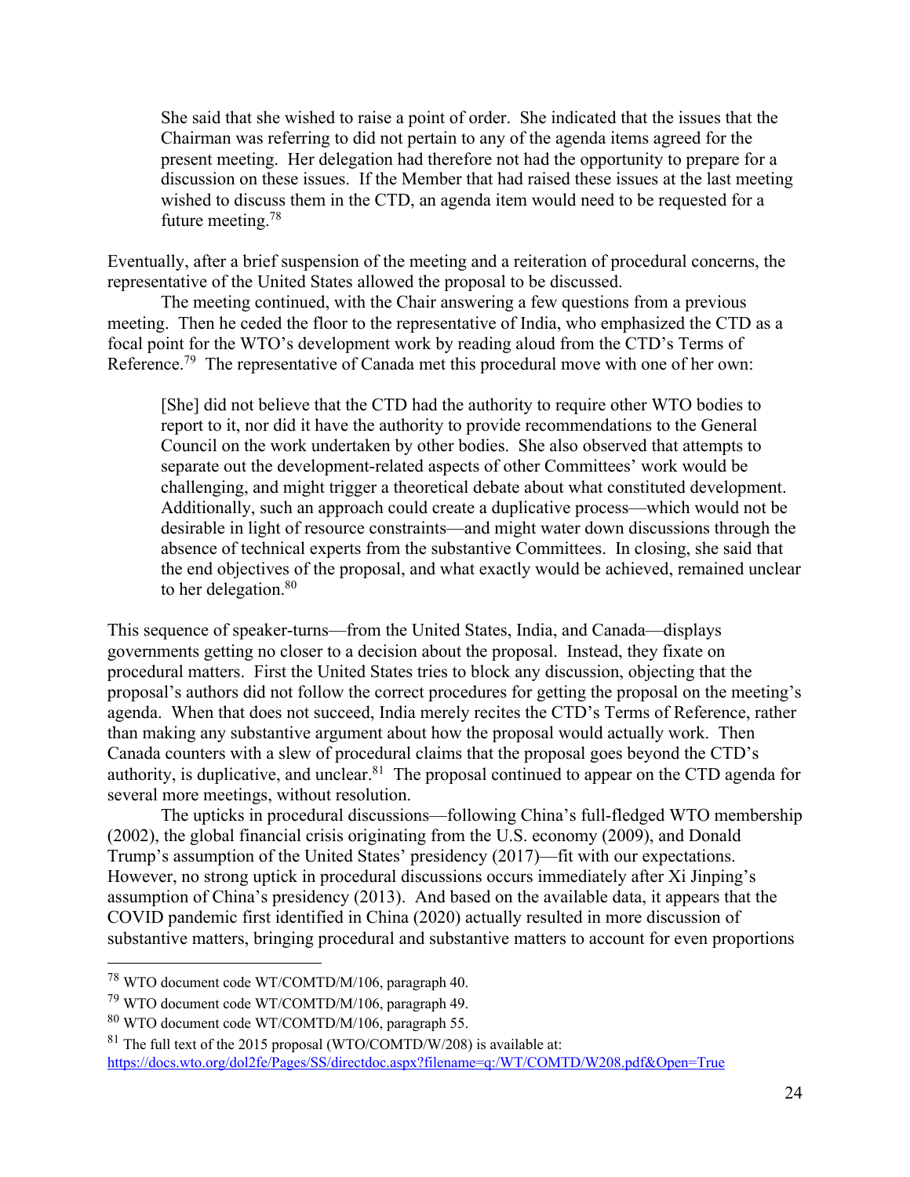> She said that she wished to raise a point of order. She indicated that the issues that the Chairman was referring to did not pertain to any of the agenda items agreed for the present meeting. Her delegation had therefore not had the opportunity to prepare for a discussion on these issues. If the Member that had raised these issues at the last meeting wished to discuss them in the CTD, an agenda item would need to be requested for a future meeting.[78]

Eventually, after a brief suspension of the meeting and a reiteration of procedural concerns, the representative of the United States allowed the proposal to be discussed.

The meeting continued, with the Chair answering a few questions from a previous meeting. Then he ceded the floor to the representative of India, who emphasized the CTD as a focal point for the WTO's development work by reading aloud from the CTD's Terms of Reference.[79] The representative of Canada met this procedural move with one of her own:

> [She] did not believe that the CTD had the authority to require other WTO bodies to report to it, nor did it have the authority to provide recommendations to the General Council on the work undertaken by other bodies. She also observed that attempts to separate out the development-related aspects of other Committees' work would be challenging, and might trigger a theoretical debate about what constituted development. Additionally, such an approach could create a duplicative process—which would not be desirable in light of resource constraints—and might water down discussions through the absence of technical experts from the substantive Committees. In closing, she said that the end objectives of the proposal, and what exactly would be achieved, remained unclear to her delegation.[80]

This sequence of speaker-turns—from the United States, India, and Canada—displays governments getting no closer to a decision about the proposal. Instead, they fixate on procedural matters. First the United States tries to block any discussion, objecting that the proposal's authors did not follow the correct procedures for getting the proposal on the meeting's agenda. When that does not succeed, India merely recites the CTD's Terms of Reference, rather than making any substantive argument about how the proposal would actually work. Then Canada counters with a slew of procedural claims that the proposal goes beyond the CTD's authority, is duplicative, and unclear.[81] The proposal continued to appear on the CTD agenda for several more meetings, without resolution.

The upticks in procedural discussions—following China's full-fledged WTO membership (2002), the global financial crisis originating from the U.S. economy (2009), and Donald Trump's assumption of the United States' presidency (2017)—fit with our expectations. However, no strong uptick in procedural discussions occurs immediately after Xi Jinping's assumption of China's presidency (2013). And based on the available data, it appears that the COVID pandemic first identified in China (2020) actually resulted in more discussion of substantive matters, bringing procedural and substantive matters to account for even proportions

---

[78] WTO document code WT/COMTD/M/106, paragraph 40.

[79] WTO document code WT/COMTD/M/106, paragraph 49.

[80] WTO document code WT/COMTD/M/106, paragraph 55.

[81] The full text of the 2015 proposal (WTO/COMTD/W/208) is available at: https://docs.wto.org/dol2fe/Pages/SS/directdoc.aspx?filename=q:/WT/COMTD/W208.pdf&Open=True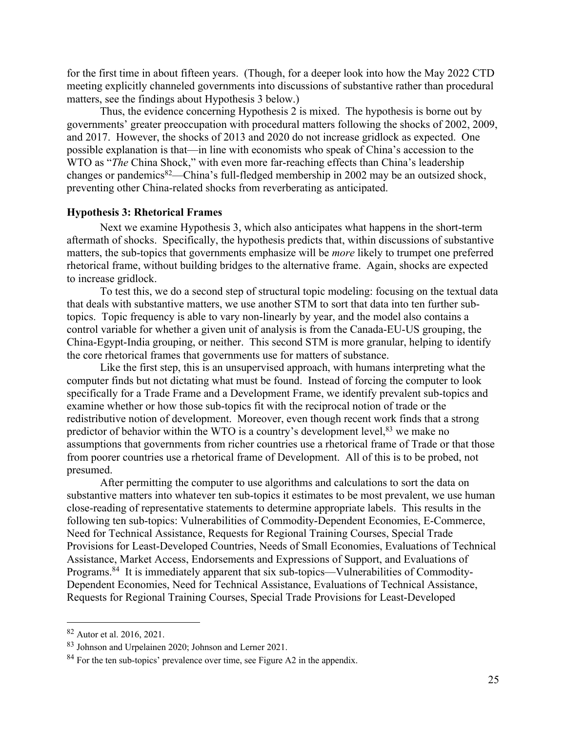for the first time in about fifteen years. (Though, for a deeper look into how the May 2022 CTD meeting explicitly channeled governments into discussions of substantive rather than procedural matters, see the findings about Hypothesis 3 below.)

Thus, the evidence concerning Hypothesis 2 is mixed. The hypothesis is borne out by governments' greater preoccupation with procedural matters following the shocks of 2002, 2009, and 2017. However, the shocks of 2013 and 2020 do not increase gridlock as expected. One possible explanation is that—in line with economists who speak of China's accession to the WTO as "*The* China Shock," with even more far-reaching effects than China's leadership changes or pandemics[82]—China's full-fledged membership in 2002 may be an outsized shock, preventing other China-related shocks from reverberating as anticipated.

**Hypothesis 3: Rhetorical Frames**

Next we examine Hypothesis 3, which also anticipates what happens in the short-term aftermath of shocks. Specifically, the hypothesis predicts that, within discussions of substantive matters, the sub-topics that governments emphasize will be *more* likely to trumpet one preferred rhetorical frame, without building bridges to the alternative frame. Again, shocks are expected to increase gridlock.

To test this, we do a second step of structural topic modeling: focusing on the textual data that deals with substantive matters, we use another STM to sort that data into ten further sub-topics. Topic frequency is able to vary non-linearly by year, and the model also contains a control variable for whether a given unit of analysis is from the Canada-EU-US grouping, the China-Egypt-India grouping, or neither. This second STM is more granular, helping to identify the core rhetorical frames that governments use for matters of substance.

Like the first step, this is an unsupervised approach, with humans interpreting what the computer finds but not dictating what must be found. Instead of forcing the computer to look specifically for a Trade Frame and a Development Frame, we identify prevalent sub-topics and examine whether or how those sub-topics fit with the reciprocal notion of trade or the redistributive notion of development. Moreover, even though recent work finds that a strong predictor of behavior within the WTO is a country's development level,[83] we make no assumptions that governments from richer countries use a rhetorical frame of Trade or that those from poorer countries use a rhetorical frame of Development. All of this is to be probed, not presumed.

After permitting the computer to use algorithms and calculations to sort the data on substantive matters into whatever ten sub-topics it estimates to be most prevalent, we use human close-reading of representative statements to determine appropriate labels. This results in the following ten sub-topics: Vulnerabilities of Commodity-Dependent Economies, E-Commerce, Need for Technical Assistance, Requests for Regional Training Courses, Special Trade Provisions for Least-Developed Countries, Needs of Small Economies, Evaluations of Technical Assistance, Market Access, Endorsements and Expressions of Support, and Evaluations of Programs.[84] It is immediately apparent that six sub-topics—Vulnerabilities of Commodity-Dependent Economies, Need for Technical Assistance, Evaluations of Technical Assistance, Requests for Regional Training Courses, Special Trade Provisions for Least-Developed

---

[82] Autor et al. 2016, 2021.

[83] Johnson and Urpelainen 2020; Johnson and Lerner 2021.

[84] For the ten sub-topics' prevalence over time, see Figure A2 in the appendix.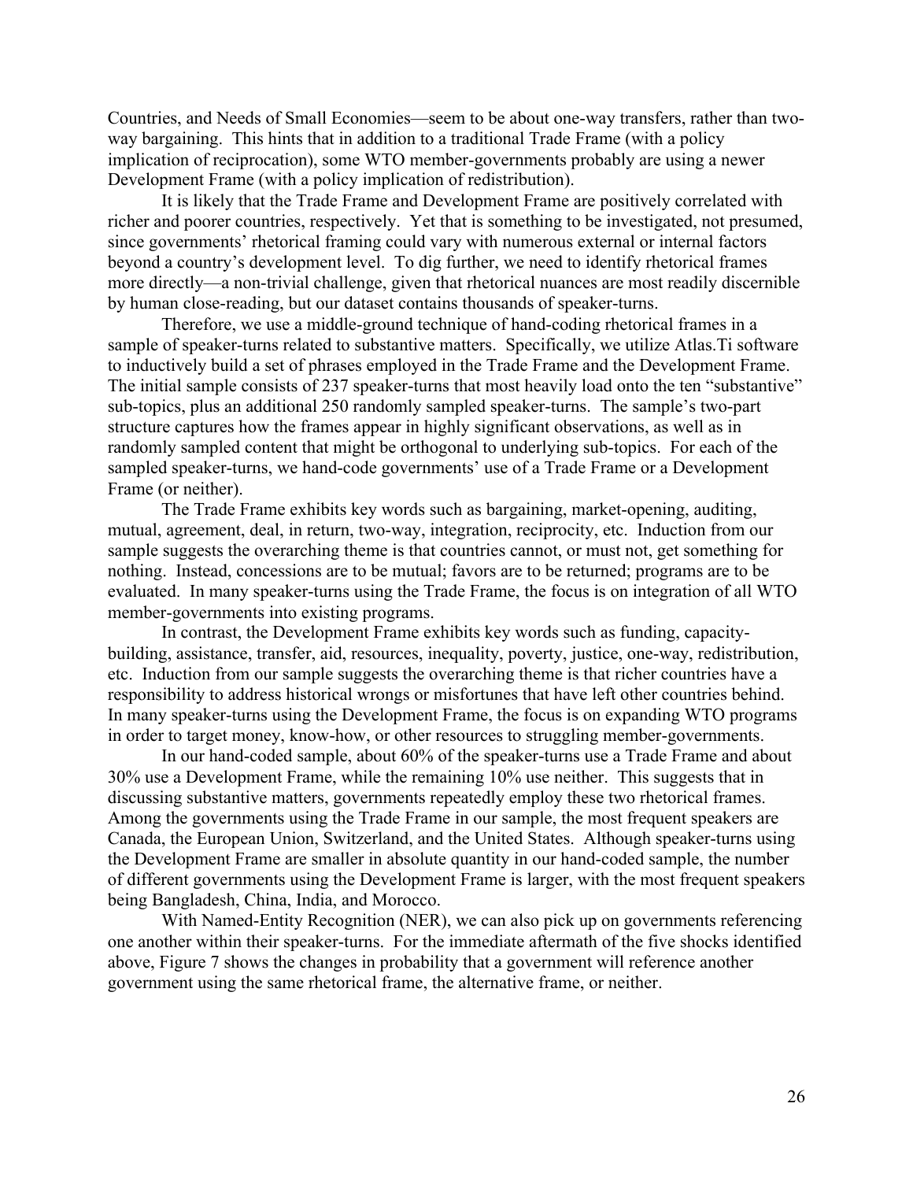Countries, and Needs of Small Economies—seem to be about one-way transfers, rather than two-way bargaining. This hints that in addition to a traditional Trade Frame (with a policy implication of reciprocation), some WTO member-governments probably are using a newer Development Frame (with a policy implication of redistribution).

It is likely that the Trade Frame and Development Frame are positively correlated with richer and poorer countries, respectively. Yet that is something to be investigated, not presumed, since governments' rhetorical framing could vary with numerous external or internal factors beyond a country's development level. To dig further, we need to identify rhetorical frames more directly—a non-trivial challenge, given that rhetorical nuances are most readily discernible by human close-reading, but our dataset contains thousands of speaker-turns.

Therefore, we use a middle-ground technique of hand-coding rhetorical frames in a sample of speaker-turns related to substantive matters. Specifically, we utilize Atlas.Ti software to inductively build a set of phrases employed in the Trade Frame and the Development Frame. The initial sample consists of 237 speaker-turns that most heavily load onto the ten "substantive" sub-topics, plus an additional 250 randomly sampled speaker-turns. The sample's two-part structure captures how the frames appear in highly significant observations, as well as in randomly sampled content that might be orthogonal to underlying sub-topics. For each of the sampled speaker-turns, we hand-code governments' use of a Trade Frame or a Development Frame (or neither).

The Trade Frame exhibits key words such as bargaining, market-opening, auditing, mutual, agreement, deal, in return, two-way, integration, reciprocity, etc. Induction from our sample suggests the overarching theme is that countries cannot, or must not, get something for nothing. Instead, concessions are to be mutual; favors are to be returned; programs are to be evaluated. In many speaker-turns using the Trade Frame, the focus is on integration of all WTO member-governments into existing programs.

In contrast, the Development Frame exhibits key words such as funding, capacity-building, assistance, transfer, aid, resources, inequality, poverty, justice, one-way, redistribution, etc. Induction from our sample suggests the overarching theme is that richer countries have a responsibility to address historical wrongs or misfortunes that have left other countries behind. In many speaker-turns using the Development Frame, the focus is on expanding WTO programs in order to target money, know-how, or other resources to struggling member-governments.

In our hand-coded sample, about 60% of the speaker-turns use a Trade Frame and about 30% use a Development Frame, while the remaining 10% use neither. This suggests that in discussing substantive matters, governments repeatedly employ these two rhetorical frames. Among the governments using the Trade Frame in our sample, the most frequent speakers are Canada, the European Union, Switzerland, and the United States. Although speaker-turns using the Development Frame are smaller in absolute quantity in our hand-coded sample, the number of different governments using the Development Frame is larger, with the most frequent speakers being Bangladesh, China, India, and Morocco.

With Named-Entity Recognition (NER), we can also pick up on governments referencing one another within their speaker-turns. For the immediate aftermath of the five shocks identified above, Figure 7 shows the changes in probability that a government will reference another government using the same rhetorical frame, the alternative frame, or neither.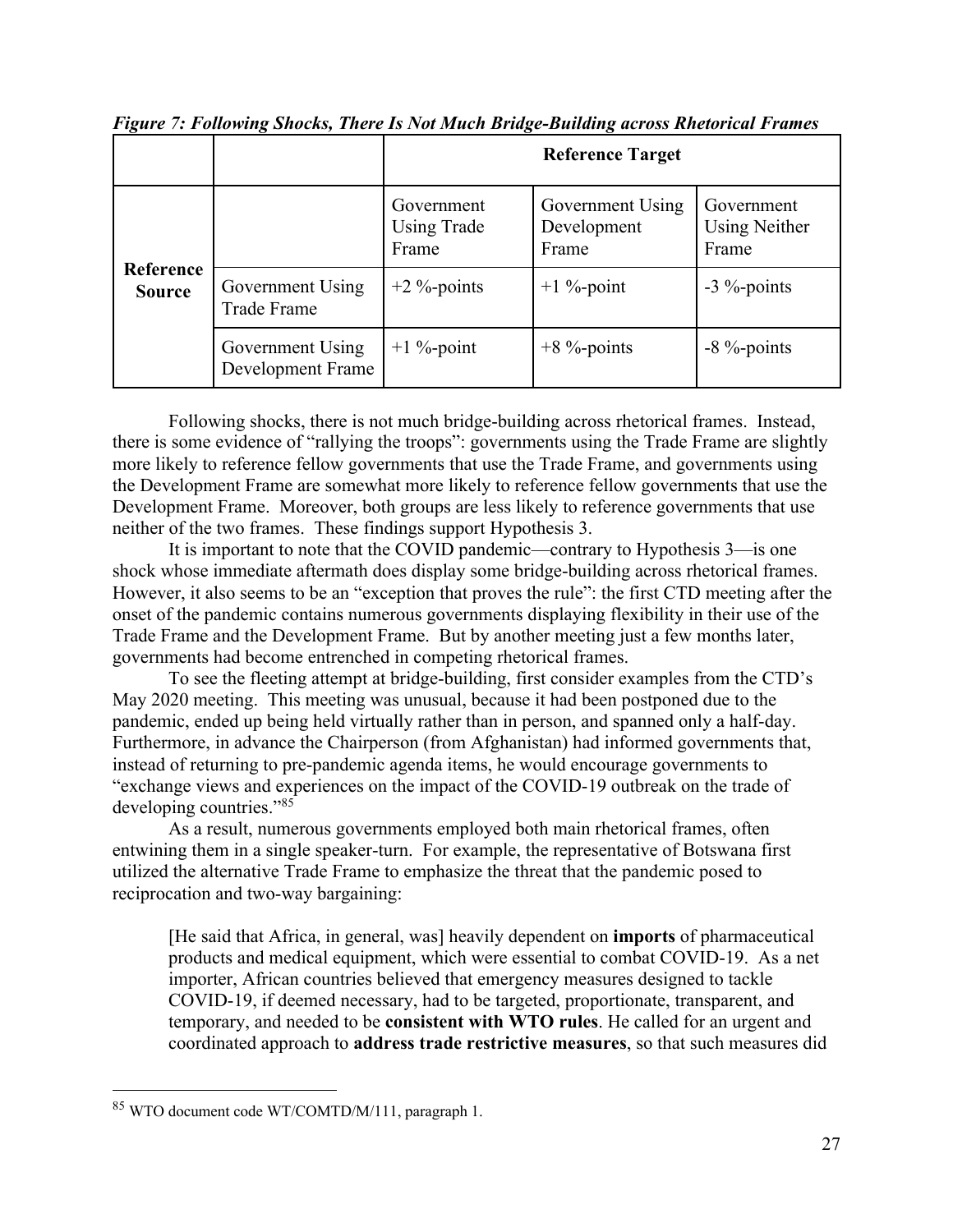*Figure 7: Following Shocks, There Is Not Much Bridge-Building across Rhetorical Frames*

| | | **Reference Target** | | |
|---|---|---|---|---|
| | | Government Using Trade Frame | Government Using Development Frame | Government Using Neither Frame |
| **Reference Source** | Government Using Trade Frame | +2 %-points | +1 %-point | -3 %-points |
| | Government Using Development Frame | +1 %-point | +8 %-points | -8 %-points |

Following shocks, there is not much bridge-building across rhetorical frames. Instead, there is some evidence of "rallying the troops": governments using the Trade Frame are slightly more likely to reference fellow governments that use the Trade Frame, and governments using the Development Frame are somewhat more likely to reference fellow governments that use the Development Frame. Moreover, both groups are less likely to reference governments that use neither of the two frames. These findings support Hypothesis 3.

It is important to note that the COVID pandemic—contrary to Hypothesis 3—is one shock whose immediate aftermath does display some bridge-building across rhetorical frames. However, it also seems to be an "exception that proves the rule": the first CTD meeting after the onset of the pandemic contains numerous governments displaying flexibility in their use of the Trade Frame and the Development Frame. But by another meeting just a few months later, governments had become entrenched in competing rhetorical frames.

To see the fleeting attempt at bridge-building, first consider examples from the CTD's May 2020 meeting. This meeting was unusual, because it had been postponed due to the pandemic, ended up being held virtually rather than in person, and spanned only a half-day. Furthermore, in advance the Chairperson (from Afghanistan) had informed governments that, instead of returning to pre-pandemic agenda items, he would encourage governments to "exchange views and experiences on the impact of the COVID-19 outbreak on the trade of developing countries."[85]

As a result, numerous governments employed both main rhetorical frames, often entwining them in a single speaker-turn. For example, the representative of Botswana first utilized the alternative Trade Frame to emphasize the threat that the pandemic posed to reciprocation and two-way bargaining:

> [He said that Africa, in general, was] heavily dependent on **imports** of pharmaceutical products and medical equipment, which were essential to combat COVID-19. As a net importer, African countries believed that emergency measures designed to tackle COVID-19, if deemed necessary, had to be targeted, proportionate, transparent, and temporary, and needed to be **consistent with WTO rules**. He called for an urgent and coordinated approach to **address trade restrictive measures**, so that such measures did

[85] WTO document code WT/COMTD/M/111, paragraph 1.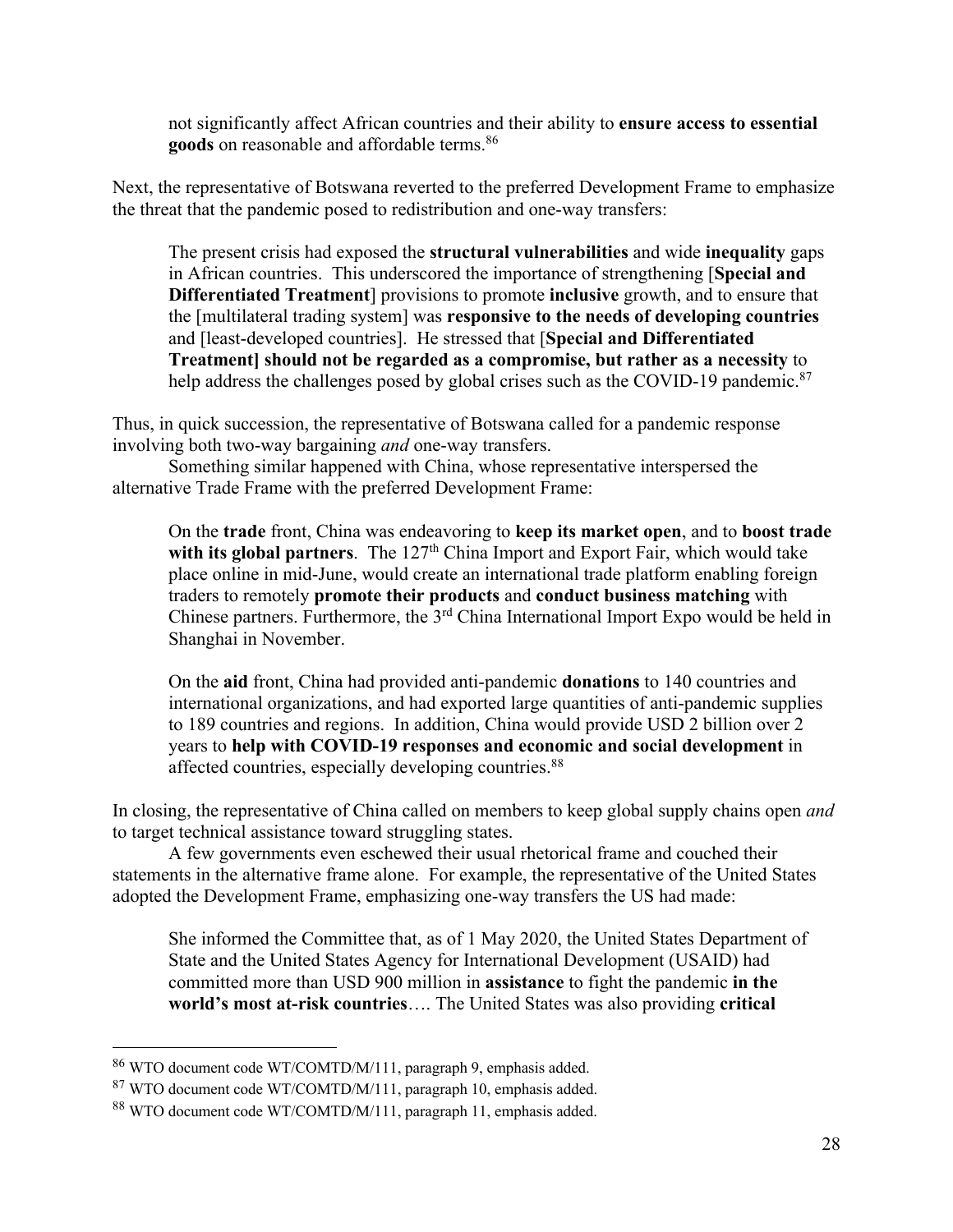> not significantly affect African countries and their ability to **ensure access to essential goods** on reasonable and affordable terms.[86]

Next, the representative of Botswana reverted to the preferred Development Frame to emphasize the threat that the pandemic posed to redistribution and one-way transfers:

> The present crisis had exposed the **structural vulnerabilities** and wide **inequality** gaps in African countries. This underscored the importance of strengthening [**Special and Differentiated Treatment**] provisions to promote **inclusive** growth, and to ensure that the [multilateral trading system] was **responsive to the needs of developing countries** and [least-developed countries]. He stressed that [**Special and Differentiated Treatment] should not be regarded as a compromise, but rather as a necessity** to help address the challenges posed by global crises such as the COVID-19 pandemic.[87]

Thus, in quick succession, the representative of Botswana called for a pandemic response involving both two-way bargaining *and* one-way transfers.

Something similar happened with China, whose representative interspersed the alternative Trade Frame with the preferred Development Frame:

> On the **trade** front, China was endeavoring to **keep its market open**, and to **boost trade with its global partners**. The 127th China Import and Export Fair, which would take place online in mid-June, would create an international trade platform enabling foreign traders to remotely **promote their products** and **conduct business matching** with Chinese partners. Furthermore, the 3rd China International Import Expo would be held in Shanghai in November.
>
> On the **aid** front, China had provided anti-pandemic **donations** to 140 countries and international organizations, and had exported large quantities of anti-pandemic supplies to 189 countries and regions. In addition, China would provide USD 2 billion over 2 years to **help with COVID-19 responses and economic and social development** in affected countries, especially developing countries.[88]

In closing, the representative of China called on members to keep global supply chains open *and* to target technical assistance toward struggling states.

A few governments even eschewed their usual rhetorical frame and couched their statements in the alternative frame alone. For example, the representative of the United States adopted the Development Frame, emphasizing one-way transfers the US had made:

> She informed the Committee that, as of 1 May 2020, the United States Department of State and the United States Agency for International Development (USAID) had committed more than USD 900 million in **assistance** to fight the pandemic **in the world's most at-risk countries**…. The United States was also providing **critical**

---

[86] WTO document code WT/COMTD/M/111, paragraph 9, emphasis added.

[87] WTO document code WT/COMTD/M/111, paragraph 10, emphasis added.

[88] WTO document code WT/COMTD/M/111, paragraph 11, emphasis added.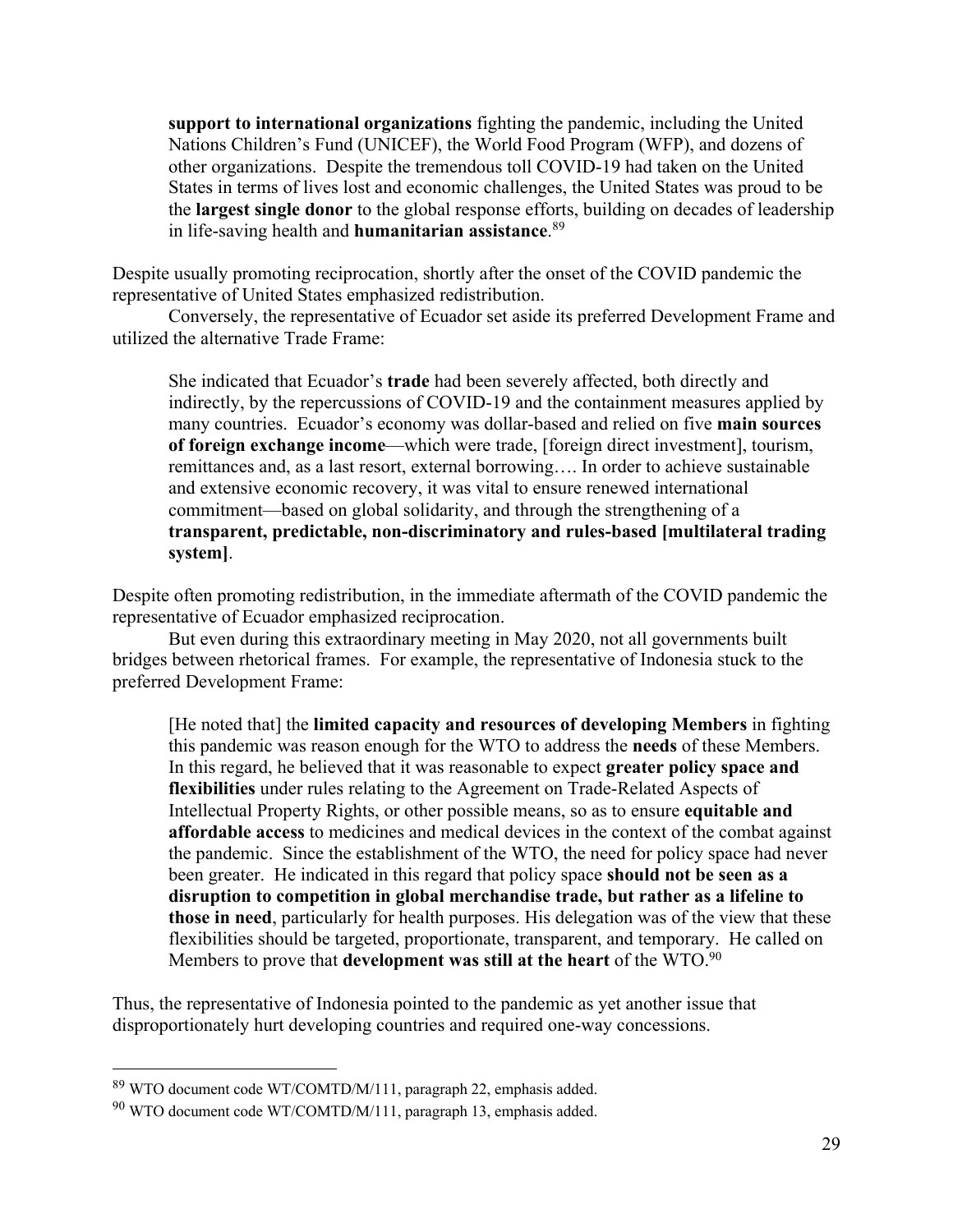> **support to international organizations** fighting the pandemic, including the United Nations Children's Fund (UNICEF), the World Food Program (WFP), and dozens of other organizations. Despite the tremendous toll COVID-19 had taken on the United States in terms of lives lost and economic challenges, the United States was proud to be the **largest single donor** to the global response efforts, building on decades of leadership in life-saving health and **humanitarian assistance**.[89]

Despite usually promoting reciprocation, shortly after the onset of the COVID pandemic the representative of United States emphasized redistribution.

Conversely, the representative of Ecuador set aside its preferred Development Frame and utilized the alternative Trade Frame:

> She indicated that Ecuador's **trade** had been severely affected, both directly and indirectly, by the repercussions of COVID-19 and the containment measures applied by many countries. Ecuador's economy was dollar-based and relied on five **main sources of foreign exchange income**—which were trade, [foreign direct investment], tourism, remittances and, as a last resort, external borrowing…. In order to achieve sustainable and extensive economic recovery, it was vital to ensure renewed international commitment—based on global solidarity, and through the strengthening of a **transparent, predictable, non-discriminatory and rules-based [multilateral trading system]**.

Despite often promoting redistribution, in the immediate aftermath of the COVID pandemic the representative of Ecuador emphasized reciprocation.

But even during this extraordinary meeting in May 2020, not all governments built bridges between rhetorical frames. For example, the representative of Indonesia stuck to the preferred Development Frame:

> [He noted that] the **limited capacity and resources of developing Members** in fighting this pandemic was reason enough for the WTO to address the **needs** of these Members. In this regard, he believed that it was reasonable to expect **greater policy space and flexibilities** under rules relating to the Agreement on Trade-Related Aspects of Intellectual Property Rights, or other possible means, so as to ensure **equitable and affordable access** to medicines and medical devices in the context of the combat against the pandemic. Since the establishment of the WTO, the need for policy space had never been greater. He indicated in this regard that policy space **should not be seen as a disruption to competition in global merchandise trade, but rather as a lifeline to those in need**, particularly for health purposes. His delegation was of the view that these flexibilities should be targeted, proportionate, transparent, and temporary. He called on Members to prove that **development was still at the heart** of the WTO.[90]

Thus, the representative of Indonesia pointed to the pandemic as yet another issue that disproportionately hurt developing countries and required one-way concessions.

---

[89] WTO document code WT/COMTD/M/111, paragraph 22, emphasis added.

[90] WTO document code WT/COMTD/M/111, paragraph 13, emphasis added.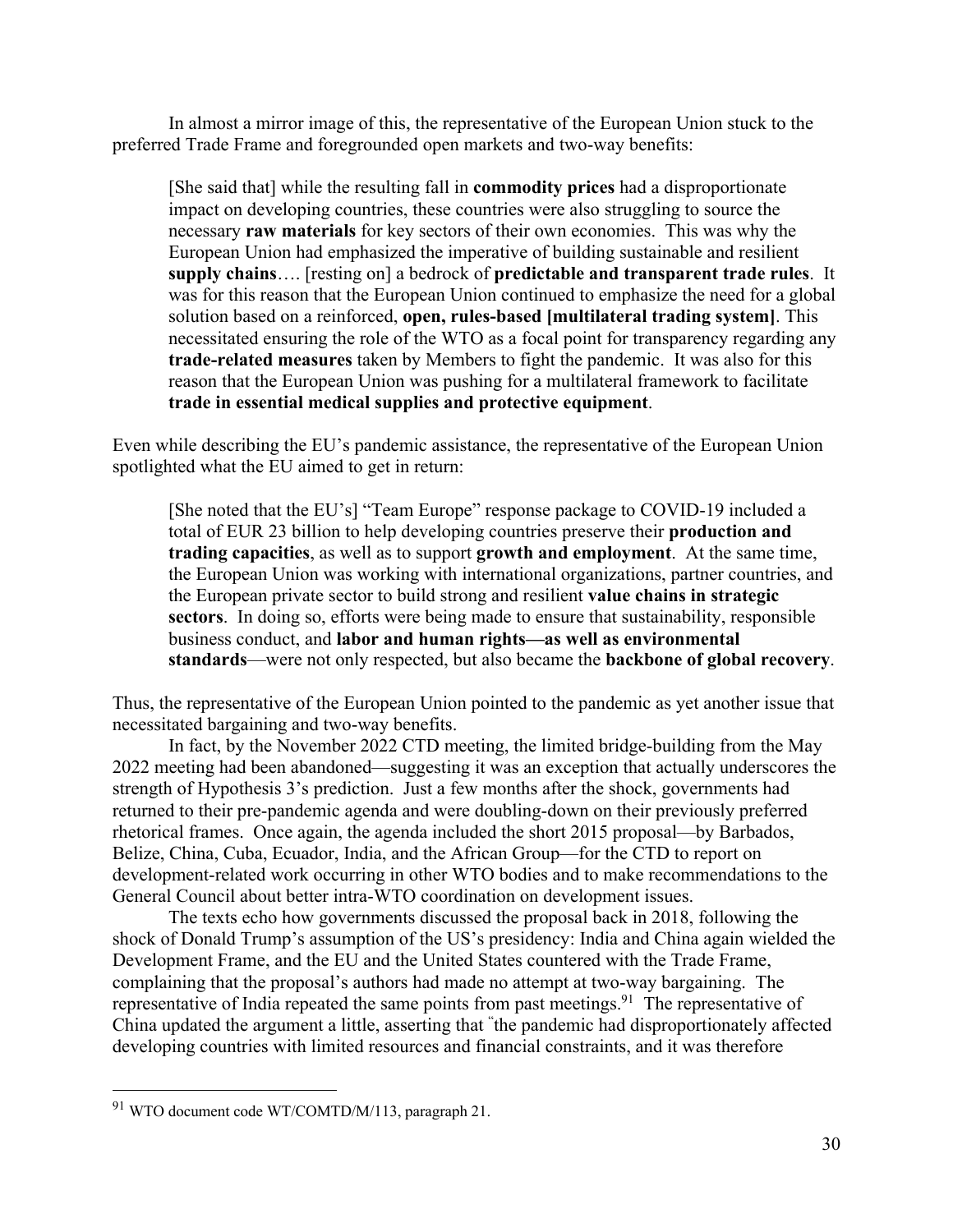In almost a mirror image of this, the representative of the European Union stuck to the preferred Trade Frame and foregrounded open markets and two-way benefits:

> [She said that] while the resulting fall in **commodity prices** had a disproportionate impact on developing countries, these countries were also struggling to source the necessary **raw materials** for key sectors of their own economies. This was why the European Union had emphasized the imperative of building sustainable and resilient **supply chains**…. [resting on] a bedrock of **predictable and transparent trade rules**. It was for this reason that the European Union continued to emphasize the need for a global solution based on a reinforced, **open, rules-based [multilateral trading system]**. This necessitated ensuring the role of the WTO as a focal point for transparency regarding any **trade-related measures** taken by Members to fight the pandemic. It was also for this reason that the European Union was pushing for a multilateral framework to facilitate **trade in essential medical supplies and protective equipment**.

Even while describing the EU's pandemic assistance, the representative of the European Union spotlighted what the EU aimed to get in return:

> [She noted that the EU's] "Team Europe" response package to COVID-19 included a total of EUR 23 billion to help developing countries preserve their **production and trading capacities**, as well as to support **growth and employment**. At the same time, the European Union was working with international organizations, partner countries, and the European private sector to build strong and resilient **value chains in strategic sectors**. In doing so, efforts were being made to ensure that sustainability, responsible business conduct, and **labor and human rights—as well as environmental standards**—were not only respected, but also became the **backbone of global recovery**.

Thus, the representative of the European Union pointed to the pandemic as yet another issue that necessitated bargaining and two-way benefits.

In fact, by the November 2022 CTD meeting, the limited bridge-building from the May 2022 meeting had been abandoned—suggesting it was an exception that actually underscores the strength of Hypothesis 3's prediction. Just a few months after the shock, governments had returned to their pre-pandemic agenda and were doubling-down on their previously preferred rhetorical frames. Once again, the agenda included the short 2015 proposal—by Barbados, Belize, China, Cuba, Ecuador, India, and the African Group—for the CTD to report on development-related work occurring in other WTO bodies and to make recommendations to the General Council about better intra-WTO coordination on development issues.

The texts echo how governments discussed the proposal back in 2018, following the shock of Donald Trump's assumption of the US's presidency: India and China again wielded the Development Frame, and the EU and the United States countered with the Trade Frame, complaining that the proposal's authors had made no attempt at two-way bargaining. The representative of India repeated the same points from past meetings.[91] The representative of China updated the argument a little, asserting that "the pandemic had disproportionately affected developing countries with limited resources and financial constraints, and it was therefore

[91] WTO document code WT/COMTD/M/113, paragraph 21.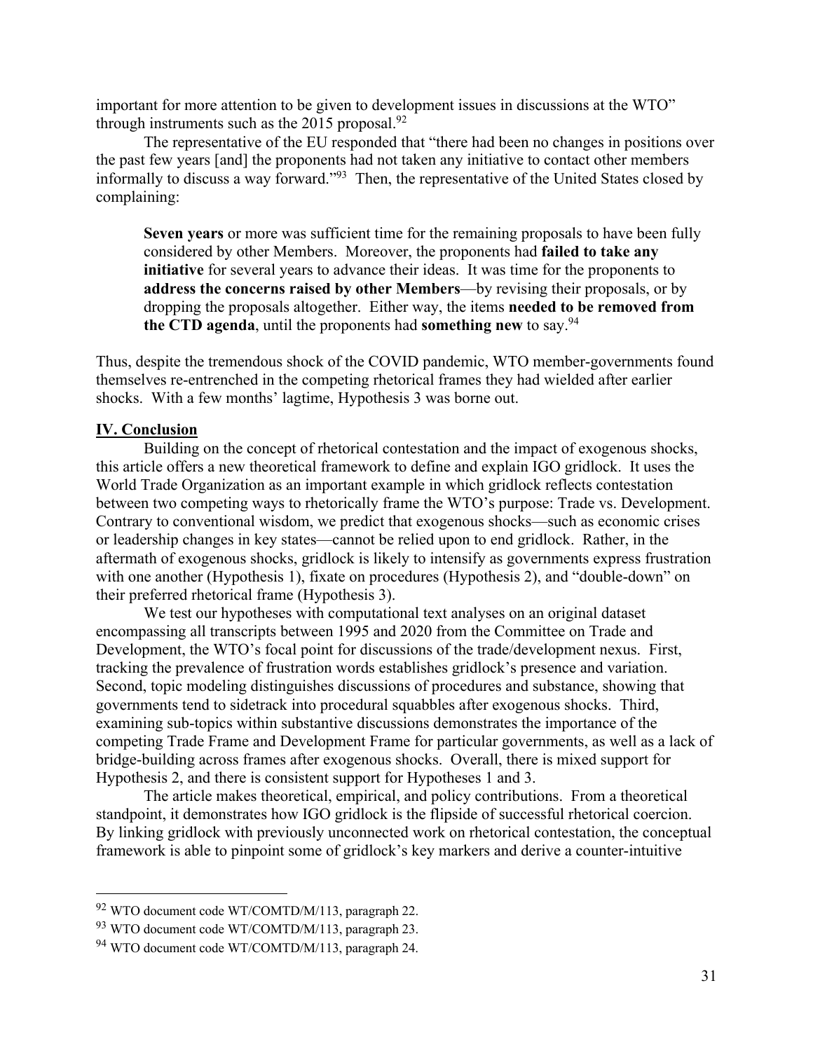important for more attention to be given to development issues in discussions at the WTO" through instruments such as the 2015 proposal.[92]

The representative of the EU responded that "there had been no changes in positions over the past few years [and] the proponents had not taken any initiative to contact other members informally to discuss a way forward."[93] Then, the representative of the United States closed by complaining:

> **Seven years** or more was sufficient time for the remaining proposals to have been fully considered by other Members. Moreover, the proponents had **failed to take any initiative** for several years to advance their ideas. It was time for the proponents to **address the concerns raised by other Members**—by revising their proposals, or by dropping the proposals altogether. Either way, the items **needed to be removed from the CTD agenda**, until the proponents had **something new** to say.[94]

Thus, despite the tremendous shock of the COVID pandemic, WTO member-governments found themselves re-entrenched in the competing rhetorical frames they had wielded after earlier shocks. With a few months' lagtime, Hypothesis 3 was borne out.

## IV. Conclusion

Building on the concept of rhetorical contestation and the impact of exogenous shocks, this article offers a new theoretical framework to define and explain IGO gridlock. It uses the World Trade Organization as an important example in which gridlock reflects contestation between two competing ways to rhetorically frame the WTO's purpose: Trade vs. Development. Contrary to conventional wisdom, we predict that exogenous shocks—such as economic crises or leadership changes in key states—cannot be relied upon to end gridlock. Rather, in the aftermath of exogenous shocks, gridlock is likely to intensify as governments express frustration with one another (Hypothesis 1), fixate on procedures (Hypothesis 2), and "double-down" on their preferred rhetorical frame (Hypothesis 3).

We test our hypotheses with computational text analyses on an original dataset encompassing all transcripts between 1995 and 2020 from the Committee on Trade and Development, the WTO's focal point for discussions of the trade/development nexus. First, tracking the prevalence of frustration words establishes gridlock's presence and variation. Second, topic modeling distinguishes discussions of procedures and substance, showing that governments tend to sidetrack into procedural squabbles after exogenous shocks. Third, examining sub-topics within substantive discussions demonstrates the importance of the competing Trade Frame and Development Frame for particular governments, as well as a lack of bridge-building across frames after exogenous shocks. Overall, there is mixed support for Hypothesis 2, and there is consistent support for Hypotheses 1 and 3.

The article makes theoretical, empirical, and policy contributions. From a theoretical standpoint, it demonstrates how IGO gridlock is the flipside of successful rhetorical coercion. By linking gridlock with previously unconnected work on rhetorical contestation, the conceptual framework is able to pinpoint some of gridlock's key markers and derive a counter-intuitive

---

[92] WTO document code WT/COMTD/M/113, paragraph 22.

[93] WTO document code WT/COMTD/M/113, paragraph 23.

[94] WTO document code WT/COMTD/M/113, paragraph 24.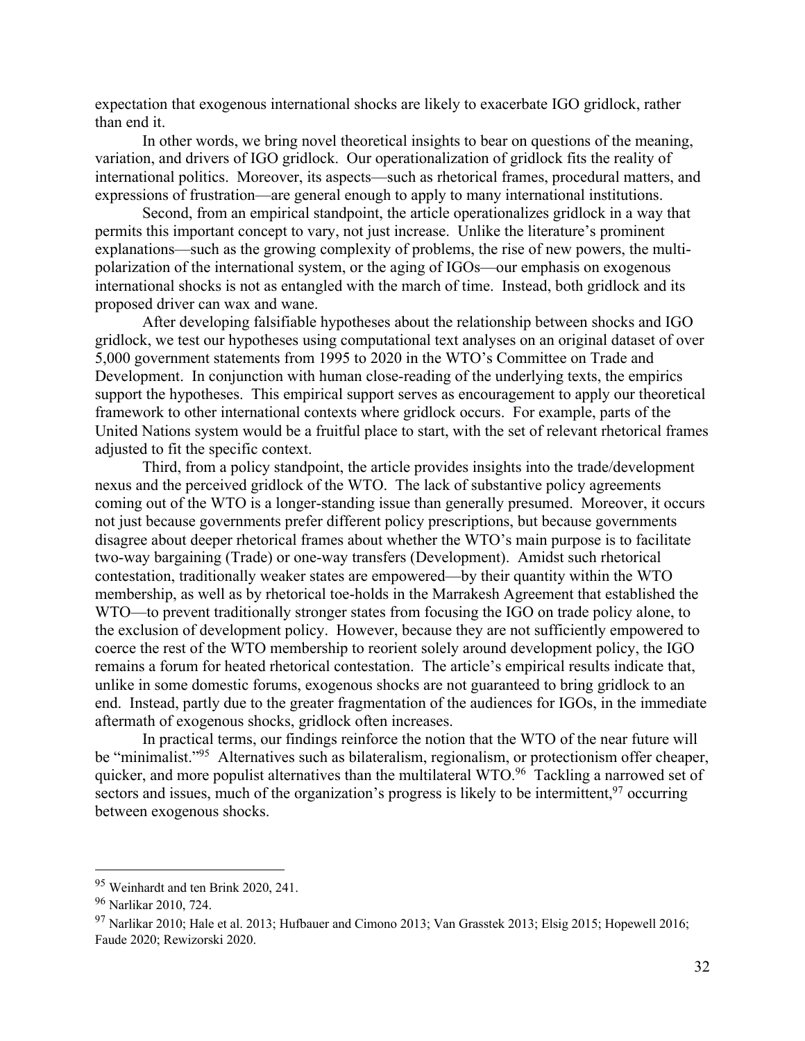expectation that exogenous international shocks are likely to exacerbate IGO gridlock, rather than end it.

In other words, we bring novel theoretical insights to bear on questions of the meaning, variation, and drivers of IGO gridlock. Our operationalization of gridlock fits the reality of international politics. Moreover, its aspects—such as rhetorical frames, procedural matters, and expressions of frustration—are general enough to apply to many international institutions.

Second, from an empirical standpoint, the article operationalizes gridlock in a way that permits this important concept to vary, not just increase. Unlike the literature's prominent explanations—such as the growing complexity of problems, the rise of new powers, the multi-polarization of the international system, or the aging of IGOs—our emphasis on exogenous international shocks is not as entangled with the march of time. Instead, both gridlock and its proposed driver can wax and wane.

After developing falsifiable hypotheses about the relationship between shocks and IGO gridlock, we test our hypotheses using computational text analyses on an original dataset of over 5,000 government statements from 1995 to 2020 in the WTO's Committee on Trade and Development. In conjunction with human close-reading of the underlying texts, the empirics support the hypotheses. This empirical support serves as encouragement to apply our theoretical framework to other international contexts where gridlock occurs. For example, parts of the United Nations system would be a fruitful place to start, with the set of relevant rhetorical frames adjusted to fit the specific context.

Third, from a policy standpoint, the article provides insights into the trade/development nexus and the perceived gridlock of the WTO. The lack of substantive policy agreements coming out of the WTO is a longer-standing issue than generally presumed. Moreover, it occurs not just because governments prefer different policy prescriptions, but because governments disagree about deeper rhetorical frames about whether the WTO's main purpose is to facilitate two-way bargaining (Trade) or one-way transfers (Development). Amidst such rhetorical contestation, traditionally weaker states are empowered—by their quantity within the WTO membership, as well as by rhetorical toe-holds in the Marrakesh Agreement that established the WTO—to prevent traditionally stronger states from focusing the IGO on trade policy alone, to the exclusion of development policy. However, because they are not sufficiently empowered to coerce the rest of the WTO membership to reorient solely around development policy, the IGO remains a forum for heated rhetorical contestation. The article's empirical results indicate that, unlike in some domestic forums, exogenous shocks are not guaranteed to bring gridlock to an end. Instead, partly due to the greater fragmentation of the audiences for IGOs, in the immediate aftermath of exogenous shocks, gridlock often increases.

In practical terms, our findings reinforce the notion that the WTO of the near future will be "minimalist."[95] Alternatives such as bilateralism, regionalism, or protectionism offer cheaper, quicker, and more populist alternatives than the multilateral WTO.[96] Tackling a narrowed set of sectors and issues, much of the organization's progress is likely to be intermittent,[97] occurring between exogenous shocks.

---

[95] Weinhardt and ten Brink 2020, 241.

[96] Narlikar 2010, 724.

[97] Narlikar 2010; Hale et al. 2013; Hufbauer and Cimono 2013; Van Grasstek 2013; Elsig 2015; Hopewell 2016; Faude 2020; Rewizorski 2020.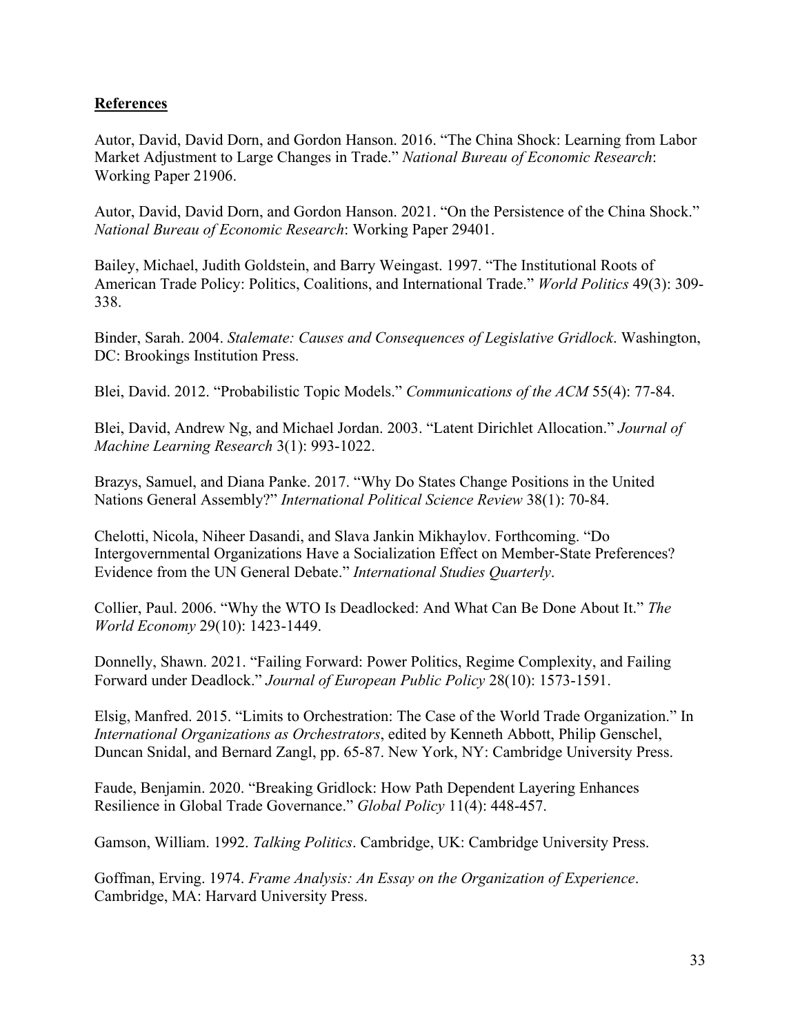**References**

Autor, David, David Dorn, and Gordon Hanson. 2016. "The China Shock: Learning from Labor Market Adjustment to Large Changes in Trade." *National Bureau of Economic Research*: Working Paper 21906.

Autor, David, David Dorn, and Gordon Hanson. 2021. "On the Persistence of the China Shock." *National Bureau of Economic Research*: Working Paper 29401.

Bailey, Michael, Judith Goldstein, and Barry Weingast. 1997. "The Institutional Roots of American Trade Policy: Politics, Coalitions, and International Trade." *World Politics* 49(3): 309-338.

Binder, Sarah. 2004. *Stalemate: Causes and Consequences of Legislative Gridlock*. Washington, DC: Brookings Institution Press.

Blei, David. 2012. "Probabilistic Topic Models." *Communications of the ACM* 55(4): 77-84.

Blei, David, Andrew Ng, and Michael Jordan. 2003. "Latent Dirichlet Allocation." *Journal of Machine Learning Research* 3(1): 993-1022.

Brazys, Samuel, and Diana Panke. 2017. "Why Do States Change Positions in the United Nations General Assembly?" *International Political Science Review* 38(1): 70-84.

Chelotti, Nicola, Niheer Dasandi, and Slava Jankin Mikhaylov. Forthcoming. "Do Intergovernmental Organizations Have a Socialization Effect on Member-State Preferences? Evidence from the UN General Debate." *International Studies Quarterly*.

Collier, Paul. 2006. "Why the WTO Is Deadlocked: And What Can Be Done About It." *The World Economy* 29(10): 1423-1449.

Donnelly, Shawn. 2021. "Failing Forward: Power Politics, Regime Complexity, and Failing Forward under Deadlock." *Journal of European Public Policy* 28(10): 1573-1591.

Elsig, Manfred. 2015. "Limits to Orchestration: The Case of the World Trade Organization." In *International Organizations as Orchestrators*, edited by Kenneth Abbott, Philip Genschel, Duncan Snidal, and Bernard Zangl, pp. 65-87. New York, NY: Cambridge University Press.

Faude, Benjamin. 2020. "Breaking Gridlock: How Path Dependent Layering Enhances Resilience in Global Trade Governance." *Global Policy* 11(4): 448-457.

Gamson, William. 1992. *Talking Politics*. Cambridge, UK: Cambridge University Press.

Goffman, Erving. 1974. *Frame Analysis: An Essay on the Organization of Experience*. Cambridge, MA: Harvard University Press.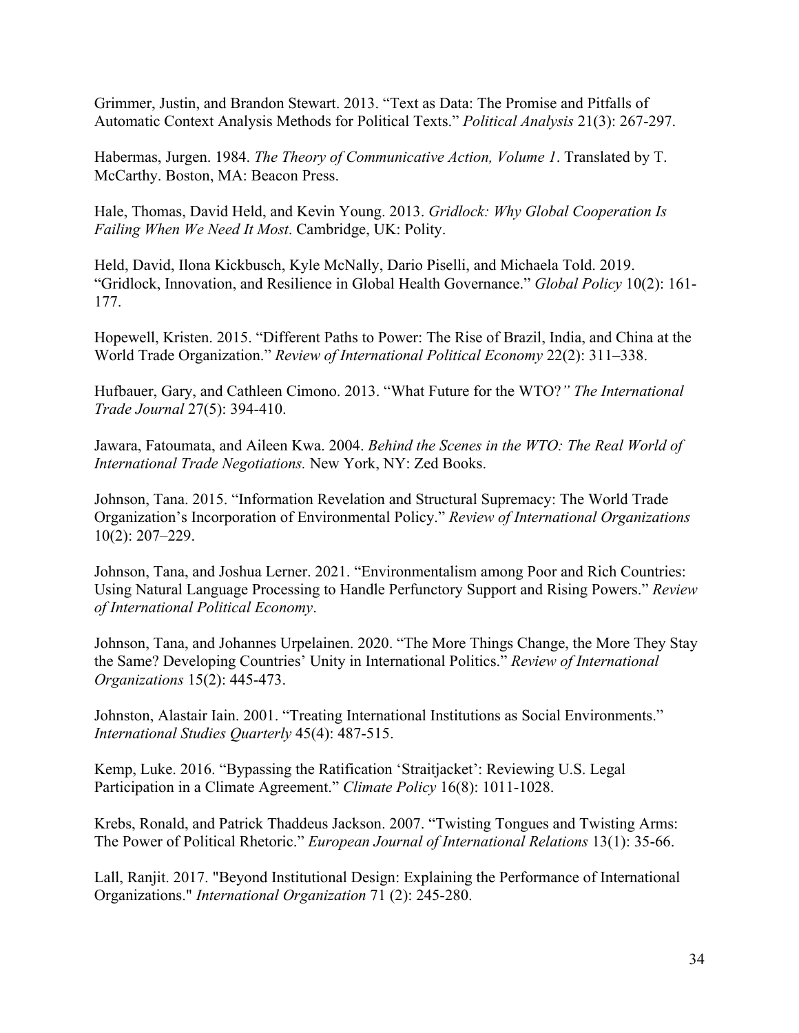Grimmer, Justin, and Brandon Stewart. 2013. "Text as Data: The Promise and Pitfalls of Automatic Context Analysis Methods for Political Texts." *Political Analysis* 21(3): 267-297.

Habermas, Jurgen. 1984. *The Theory of Communicative Action, Volume 1*. Translated by T. McCarthy. Boston, MA: Beacon Press.

Hale, Thomas, David Held, and Kevin Young. 2013. *Gridlock: Why Global Cooperation Is Failing When We Need It Most*. Cambridge, UK: Polity.

Held, David, Ilona Kickbusch, Kyle McNally, Dario Piselli, and Michaela Told. 2019. "Gridlock, Innovation, and Resilience in Global Health Governance." *Global Policy* 10(2): 161-177.

Hopewell, Kristen. 2015. "Different Paths to Power: The Rise of Brazil, India, and China at the World Trade Organization." *Review of International Political Economy* 22(2): 311–338.

Hufbauer, Gary, and Cathleen Cimono. 2013. "What Future for the WTO?*" The International Trade Journal* 27(5): 394-410.

Jawara, Fatoumata, and Aileen Kwa. 2004. *Behind the Scenes in the WTO: The Real World of International Trade Negotiations.* New York, NY: Zed Books.

Johnson, Tana. 2015. "Information Revelation and Structural Supremacy: The World Trade Organization's Incorporation of Environmental Policy." *Review of International Organizations* 10(2): 207–229.

Johnson, Tana, and Joshua Lerner. 2021. "Environmentalism among Poor and Rich Countries: Using Natural Language Processing to Handle Perfunctory Support and Rising Powers." *Review of International Political Economy*.

Johnson, Tana, and Johannes Urpelainen. 2020. "The More Things Change, the More They Stay the Same? Developing Countries' Unity in International Politics." *Review of International Organizations* 15(2): 445-473.

Johnston, Alastair Iain. 2001. "Treating International Institutions as Social Environments." *International Studies Quarterly* 45(4): 487-515.

Kemp, Luke. 2016. "Bypassing the Ratification 'Straitjacket': Reviewing U.S. Legal Participation in a Climate Agreement." *Climate Policy* 16(8): 1011-1028.

Krebs, Ronald, and Patrick Thaddeus Jackson. 2007. "Twisting Tongues and Twisting Arms: The Power of Political Rhetoric." *European Journal of International Relations* 13(1): 35-66.

Lall, Ranjit. 2017. "Beyond Institutional Design: Explaining the Performance of International Organizations." *International Organization* 71 (2): 245-280.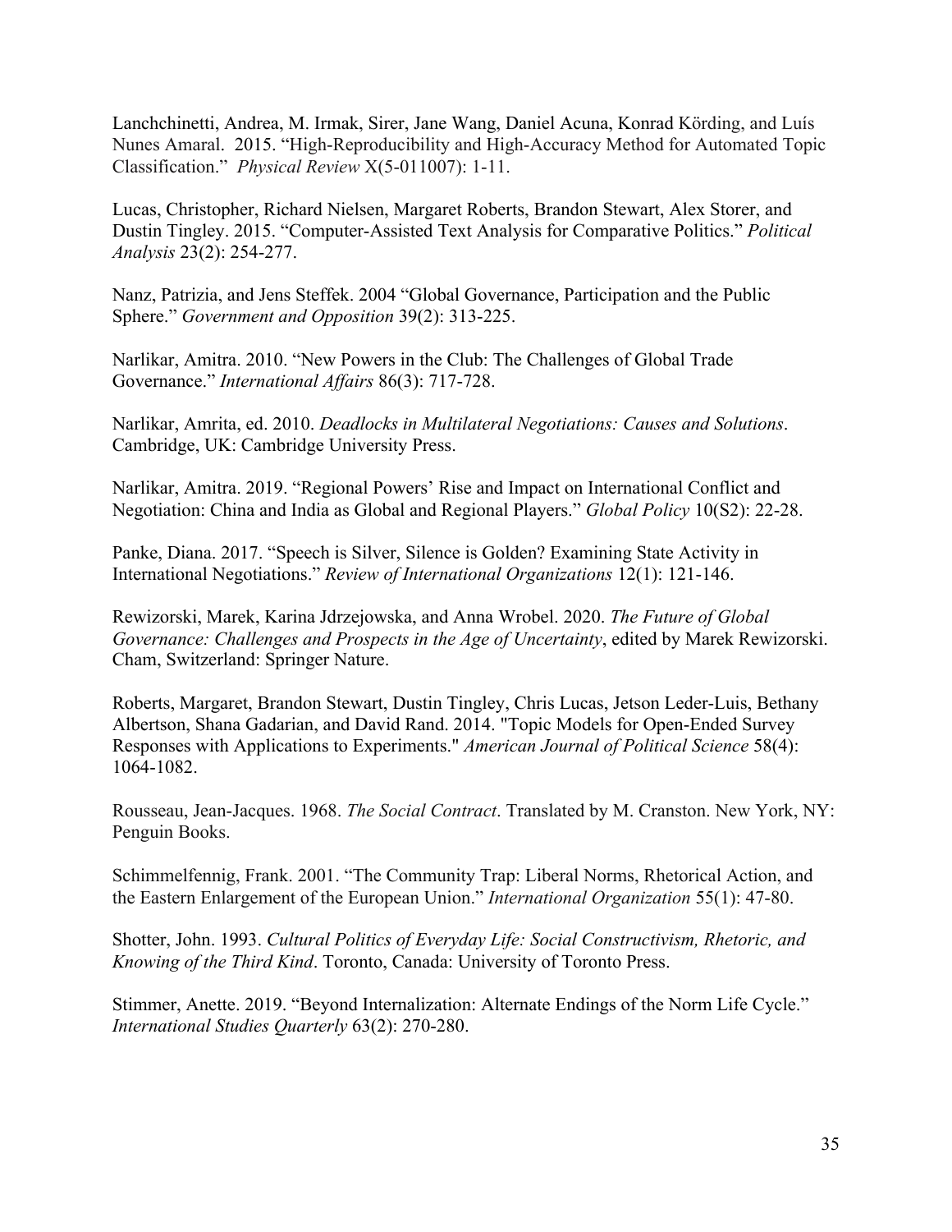Lanchchinetti, Andrea, M. Irmak, Sirer, Jane Wang, Daniel Acuna, Konrad Körding, and Luís Nunes Amaral. 2015. "High-Reproducibility and High-Accuracy Method for Automated Topic Classification." *Physical Review* X(5-011007): 1-11.

Lucas, Christopher, Richard Nielsen, Margaret Roberts, Brandon Stewart, Alex Storer, and Dustin Tingley. 2015. "Computer-Assisted Text Analysis for Comparative Politics." *Political Analysis* 23(2): 254-277.

Nanz, Patrizia, and Jens Steffek. 2004 "Global Governance, Participation and the Public Sphere." *Government and Opposition* 39(2): 313-225.

Narlikar, Amitra. 2010. "New Powers in the Club: The Challenges of Global Trade Governance." *International Affairs* 86(3): 717-728.

Narlikar, Amrita, ed. 2010. *Deadlocks in Multilateral Negotiations: Causes and Solutions*. Cambridge, UK: Cambridge University Press.

Narlikar, Amitra. 2019. "Regional Powers' Rise and Impact on International Conflict and Negotiation: China and India as Global and Regional Players." *Global Policy* 10(S2): 22-28.

Panke, Diana. 2017. "Speech is Silver, Silence is Golden? Examining State Activity in International Negotiations." *Review of International Organizations* 12(1): 121-146.

Rewizorski, Marek, Karina Jdrzejowska, and Anna Wrobel. 2020. *The Future of Global Governance: Challenges and Prospects in the Age of Uncertainty*, edited by Marek Rewizorski. Cham, Switzerland: Springer Nature.

Roberts, Margaret, Brandon Stewart, Dustin Tingley, Chris Lucas, Jetson Leder-Luis, Bethany Albertson, Shana Gadarian, and David Rand. 2014. "Topic Models for Open-Ended Survey Responses with Applications to Experiments." *American Journal of Political Science* 58(4): 1064-1082.

Rousseau, Jean-Jacques. 1968. *The Social Contract*. Translated by M. Cranston. New York, NY: Penguin Books.

Schimmelfennig, Frank. 2001. "The Community Trap: Liberal Norms, Rhetorical Action, and the Eastern Enlargement of the European Union." *International Organization* 55(1): 47-80.

Shotter, John. 1993. *Cultural Politics of Everyday Life: Social Constructivism, Rhetoric, and Knowing of the Third Kind*. Toronto, Canada: University of Toronto Press.

Stimmer, Anette. 2019. "Beyond Internalization: Alternate Endings of the Norm Life Cycle." *International Studies Quarterly* 63(2): 270-280.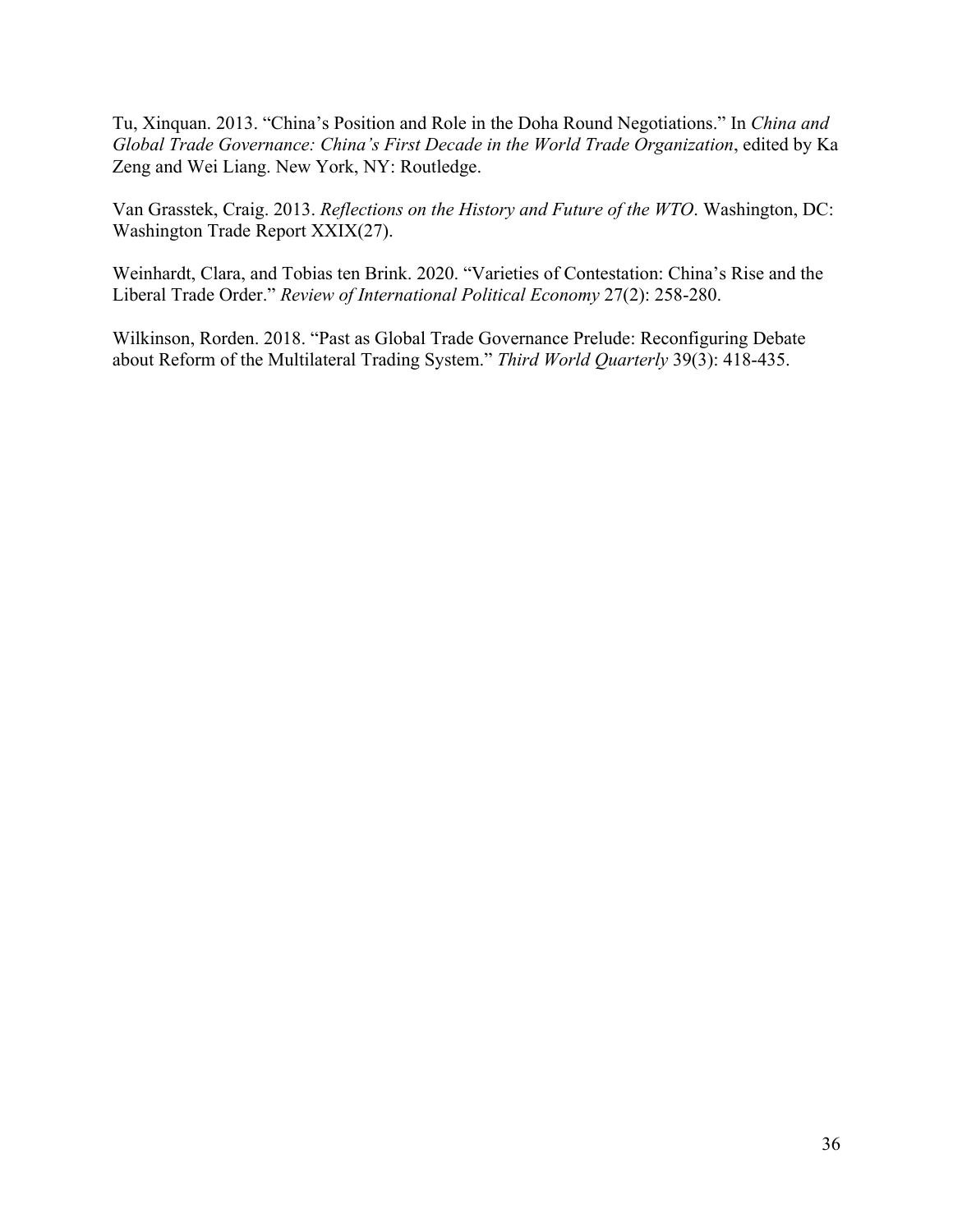Tu, Xinquan. 2013. "China's Position and Role in the Doha Round Negotiations." In *China and Global Trade Governance: China's First Decade in the World Trade Organization*, edited by Ka Zeng and Wei Liang. New York, NY: Routledge.

Van Grasstek, Craig. 2013. *Reflections on the History and Future of the WTO*. Washington, DC: Washington Trade Report XXIX(27).

Weinhardt, Clara, and Tobias ten Brink. 2020. "Varieties of Contestation: China's Rise and the Liberal Trade Order." *Review of International Political Economy* 27(2): 258-280.

Wilkinson, Rorden. 2018. "Past as Global Trade Governance Prelude: Reconfiguring Debate about Reform of the Multilateral Trading System." *Third World Quarterly* 39(3): 418-435.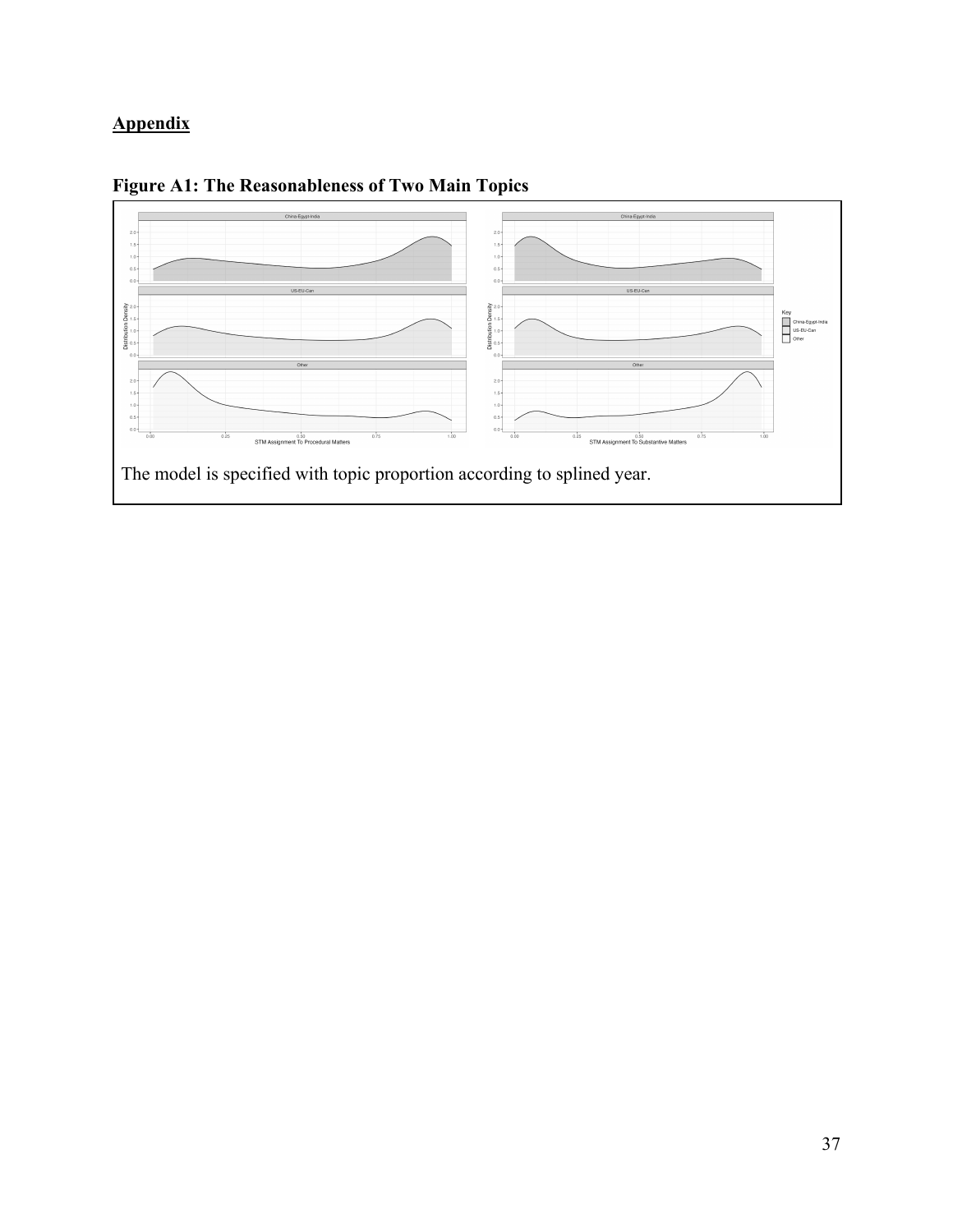## Appendix

**Figure A1: The Reasonableness of Two Main Topics**

The model is specified with topic proportion according to splined year.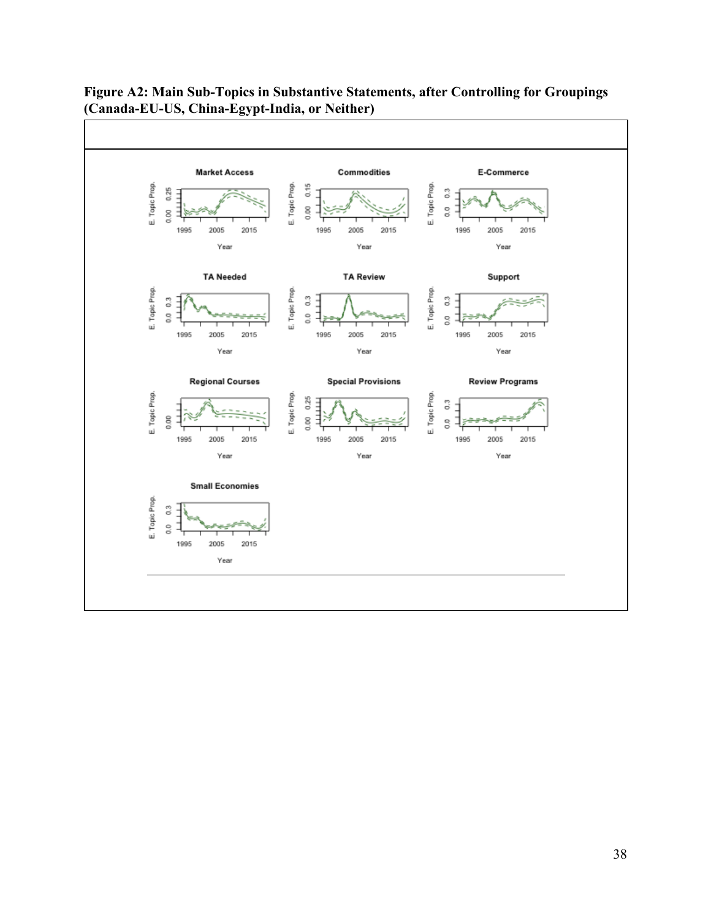**Figure A2: Main Sub-Topics in Substantive Statements, after Controlling for Groupings (Canada-EU-US, China-Egypt-India, or Neither)**

Market Access
E. Topic Prop.
0.00 0.25
1995 2005 2015
Year

Commodities
E. Topic Prop.
0.00 0.15
1995 2005 2015
Year

E-Commerce
E. Topic Prop.
0.0 0.3
1995 2005 2015
Year

TA Needed
E. Topic Prop.
0.0 0.3
1995 2005 2015
Year

TA Review
E. Topic Prop.
0.0 0.3
1995 2005 2015
Year

Support
E. Topic Prop.
0.0 0.3
1995 2005 2015
Year

Regional Courses
E. Topic Prop.
0.00
1995 2005 2015
Year

Special Provisions
E. Topic Prop.
0.00 0.25
1995 2005 2015
Year

Review Programs
E. Topic Prop.
0.0 0.3
1995 2005 2015
Year

Small Economies
E. Topic Prop.
0.0 0.3
1995 2005 2015
Year